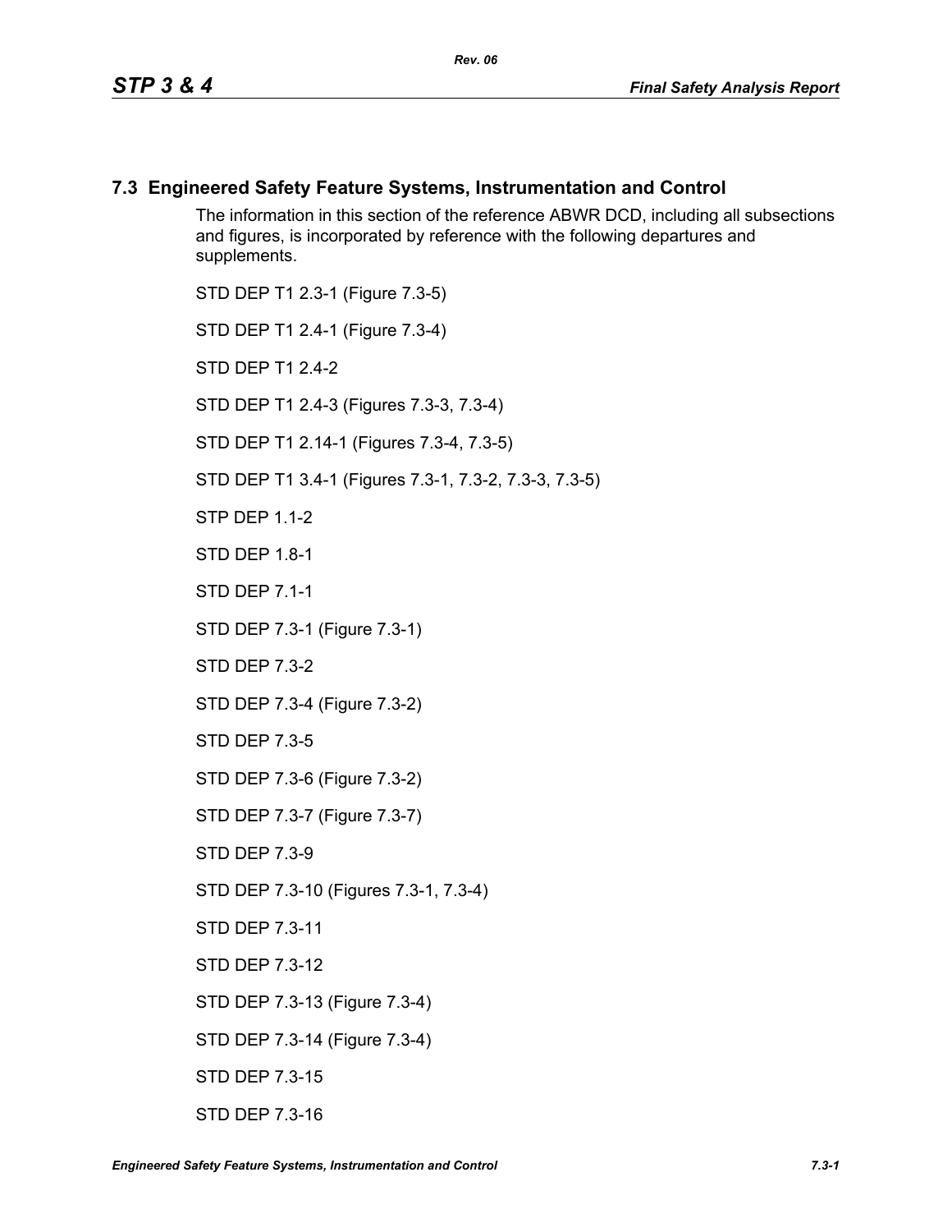## 7.3 Engineered Safety Feature Systems, Instrumentation and Control

The information in this section of the reference ABWR DCD, including all subsections and figures, is incorporated by reference with the following departures and supplements.

STD DEP T1 2.3-1 (Figure 7.3-5)

STD DEP T1 2.4-1 (Figure 7.3-4)

STD DEP T1 2.4-2

STD DEP T1 2.4-3 (Figures 7.3-3, 7.3-4)

STD DEP T1 2.14-1 (Figures 7.3-4, 7.3-5)

STD DEP T1 3.4-1 (Figures 7.3-1, 7.3-2, 7.3-3, 7.3-5)

STP DEP 1.1-2

STD DEP 1.8-1

STD DEP 7.1-1

STD DEP 7.3-1 (Figure 7.3-1)

STD DEP 7.3-2

STD DEP 7.3-4 (Figure 7.3-2)

STD DEP 7.3-5

STD DEP 7.3-6 (Figure 7.3-2)

STD DEP 7.3-7 (Figure 7.3-7)

STD DEP 7.3-9

STD DEP 7.3-10 (Figures 7.3-1, 7.3-4)

STD DEP 7.3-11

STD DEP 7.3-12

STD DEP 7.3-13 (Figure 7.3-4)

STD DEP 7.3-14 (Figure 7.3-4)

STD DEP 7.3-15

STD DEP 7.3-16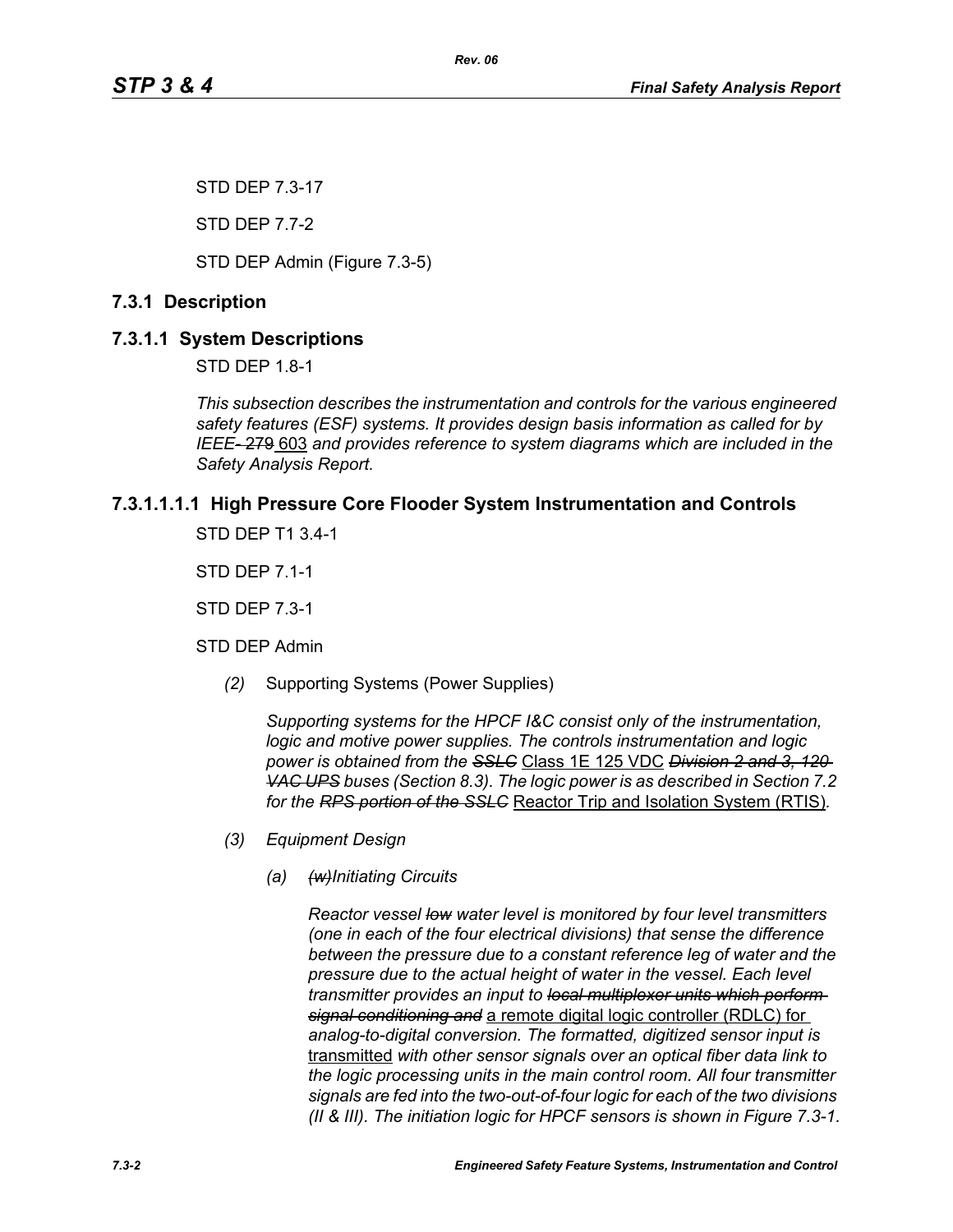STD DEP 7.3-17

STD DEP 7.7-2

STD DEP Admin (Figure 7.3-5)

## 7.3.1 Description

### 7.3.1.1 System Descriptions

STD DEP 1.8-1

*This subsection describes the instrumentation and controls for the various engineered safety features (ESF) systems. It provides design basis information as called for by IEEE ~~-279~~* 603 *and provides reference to system diagrams which are included in the Safety Analysis Report.*

#### 7.3.1.1.1.1 High Pressure Core Flooder System Instrumentation and Controls

STD DEP T1 3.4-1

STD DEP 7.1-1

STD DEP 7.3-1

STD DEP Admin

*(2)* Supporting Systems (Power Supplies)

*Supporting systems for the HPCF I&C consist only of the instrumentation, logic and motive power supplies. The controls instrumentation and logic power is obtained from the ~~SSLC~~* Class 1E 125 VDC *~~Division 2 and 3, 120 VAC UPS~~ buses (Section 8.3). The logic power is as described in Section 7.2 for the ~~RPS portion of the SSLC~~* Reactor Trip and Isolation System (RTIS)*.*

*(3) Equipment Design*

*(a) ~~(w)~~Initiating Circuits*

*Reactor vessel ~~low~~ water level is monitored by four level transmitters (one in each of the four electrical divisions) that sense the difference between the pressure due to a constant reference leg of water and the pressure due to the actual height of water in the vessel. Each level transmitter provides an input to ~~local multiplexer units which perform signal conditioning and~~* a remote digital logic controller (RDLC) for *analog-to-digital conversion. The formatted, digitized sensor input is* transmitted *with other sensor signals over an optical fiber data link to the logic processing units in the main control room. All four transmitter signals are fed into the two-out-of-four logic for each of the two divisions (II & III). The initiation logic for HPCF sensors is shown in Figure 7.3-1.*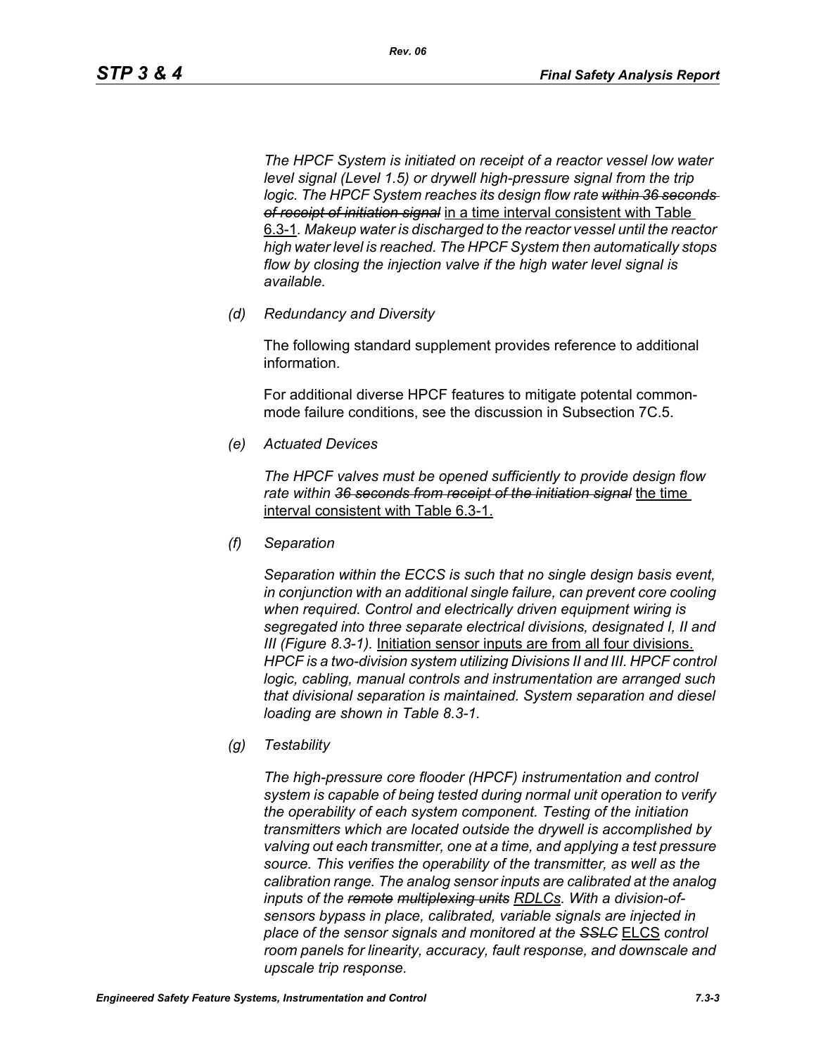*The HPCF System is initiated on receipt of a reactor vessel low water level signal (Level 1.5) or drywell high-pressure signal from the trip logic. The HPCF System reaches its design flow rate ~~within 36 seconds of receipt of initiation signal~~* <u>in a time interval consistent with Table 6.3-1</u>*. Makeup water is discharged to the reactor vessel until the reactor high water level is reached. The HPCF System then automatically stops flow by closing the injection valve if the high water level signal is available.*

*(d) Redundancy and Diversity*

The following standard supplement provides reference to additional information.

For additional diverse HPCF features to mitigate potental common-mode failure conditions, see the discussion in Subsection 7C.5.

*(e) Actuated Devices*

*The HPCF valves must be opened sufficiently to provide design flow rate within ~~36 seconds from receipt of the initiation signal~~* <u>the time interval consistent with Table 6.3-1.</u>

*(f) Separation*

*Separation within the ECCS is such that no single design basis event, in conjunction with an additional single failure, can prevent core cooling when required. Control and electrically driven equipment wiring is segregated into three separate electrical divisions, designated I, II and III (Figure 8.3-1).* <u>Initiation sensor inputs are from all four divisions.</u> *HPCF is a two-division system utilizing Divisions II and III. HPCF control logic, cabling, manual controls and instrumentation are arranged such that divisional separation is maintained. System separation and diesel loading are shown in Table 8.3-1.*

*(g) Testability*

*The high-pressure core flooder (HPCF) instrumentation and control system is capable of being tested during normal unit operation to verify the operability of each system component. Testing of the initiation transmitters which are located outside the drywell is accomplished by valving out each transmitter, one at a time, and applying a test pressure source. This verifies the operability of the transmitter, as well as the calibration range. The analog sensor inputs are calibrated at the analog inputs of the ~~remote multiplexing units~~* <u>*RDLCs*</u>*. With a division-of-sensors bypass in place, calibrated, variable signals are injected in place of the sensor signals and monitored at the ~~SSLC~~* <u>ELCS</u> *control room panels for linearity, accuracy, fault response, and downscale and upscale trip response.*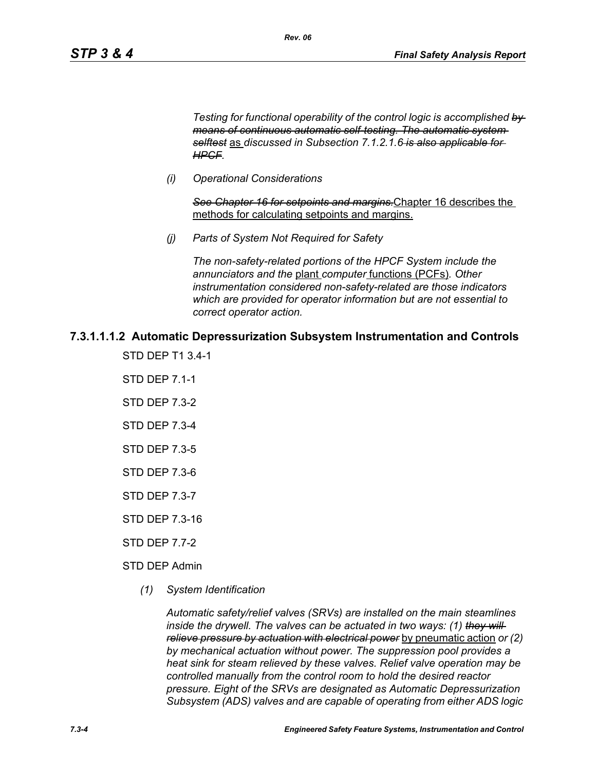*Testing for functional operability of the control logic is accomplished ~~by means of continuous automatic self-testing. The automatic system selftest~~* as *discussed in Subsection 7.1.2.1.6 ~~is also applicable for HPCF~~.*

*(i) Operational Considerations*

~~*See Chapter 16 for setpoints and margins.*~~ Chapter 16 describes the methods for calculating setpoints and margins.

*(j) Parts of System Not Required for Safety*

*The non-safety-related portions of the HPCF System include the annunciators and the* plant *computer* functions (PCFs)*. Other instrumentation considered non-safety-related are those indicators which are provided for operator information but are not essential to correct operator action.*

## 7.3.1.1.1.2 Automatic Depressurization Subsystem Instrumentation and Controls

STD DEP T1 3.4-1

STD DEP 7.1-1

STD DEP 7.3-2

STD DEP 7.3-4

STD DEP 7.3-5

STD DEP 7.3-6

STD DEP 7.3-7

STD DEP 7.3-16

STD DEP 7.7-2

STD DEP Admin

*(1) System Identification*

*Automatic safety/relief valves (SRVs) are installed on the main steamlines inside the drywell. The valves can be actuated in two ways: (1) ~~they will relieve pressure by actuation with electrical power~~* by pneumatic action *or (2) by mechanical actuation without power. The suppression pool provides a heat sink for steam relieved by these valves. Relief valve operation may be controlled manually from the control room to hold the desired reactor pressure. Eight of the SRVs are designated as Automatic Depressurization Subsystem (ADS) valves and are capable of operating from either ADS logic*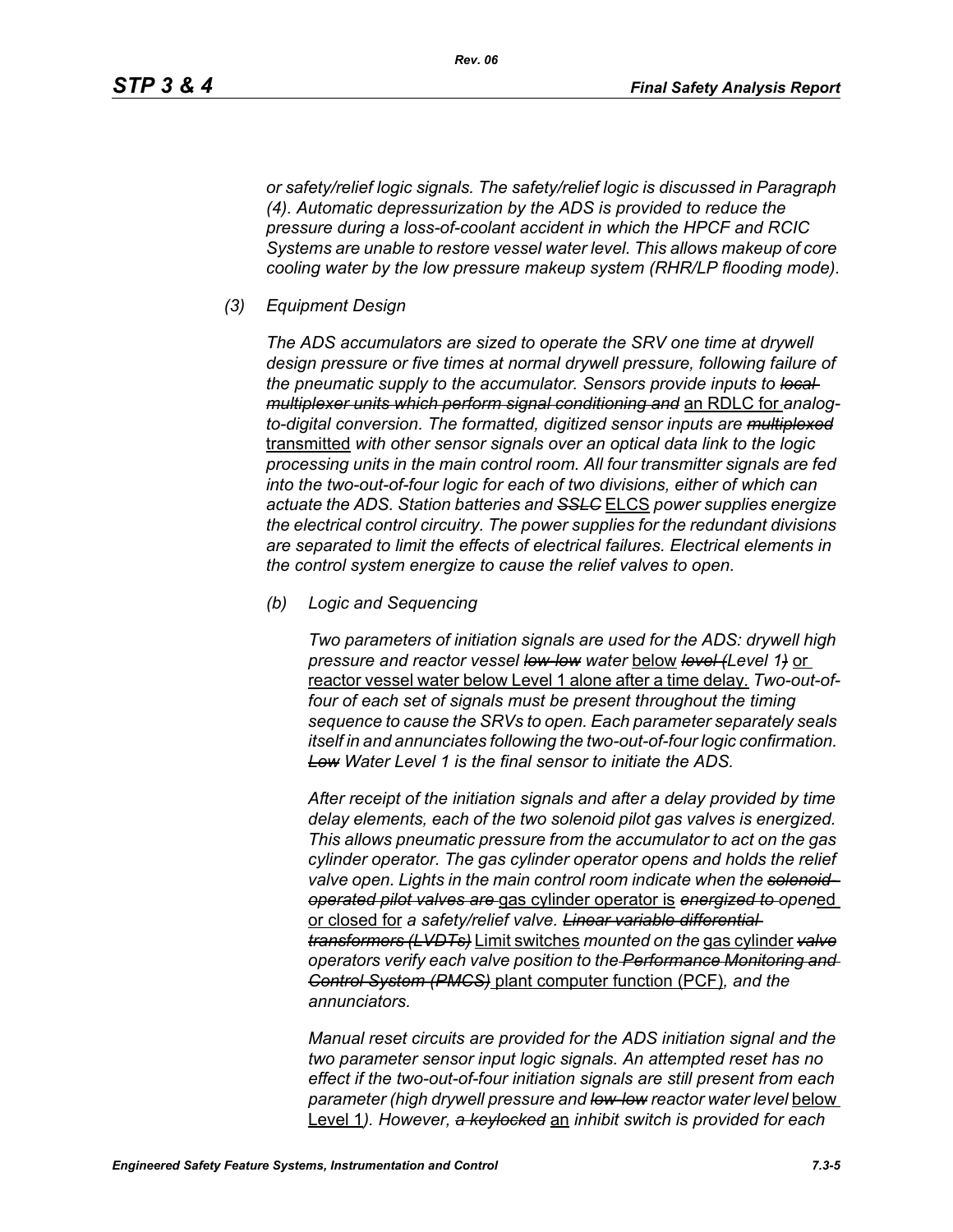*or safety/relief logic signals. The safety/relief logic is discussed in Paragraph (4). Automatic depressurization by the ADS is provided to reduce the pressure during a loss-of-coolant accident in which the HPCF and RCIC Systems are unable to restore vessel water level. This allows makeup of core cooling water by the low pressure makeup system (RHR/LP flooding mode).*

*(3) Equipment Design*

*The ADS accumulators are sized to operate the SRV one time at drywell design pressure or five times at normal drywell pressure, following failure of the pneumatic supply to the accumulator. Sensors provide inputs to ~~local multiplexer units which perform signal conditioning and~~* an RDLC for *analog-to-digital conversion. The formatted, digitized sensor inputs are ~~multiplexed~~* transmitted *with other sensor signals over an optical data link to the logic processing units in the main control room. All four transmitter signals are fed into the two-out-of-four logic for each of two divisions, either of which can actuate the ADS. Station batteries and ~~SSLC~~* ELCS *power supplies energize the electrical control circuitry. The power supplies for the redundant divisions are separated to limit the effects of electrical failures. Electrical elements in the control system energize to cause the relief valves to open.*

*(b) Logic and Sequencing*

*Two parameters of initiation signals are used for the ADS: drywell high pressure and reactor vessel ~~low-low~~ water* below *~~level (~~Level 1~~)~~* or reactor vessel water below Level 1 alone after a time delay. *Two-out-of-four of each set of signals must be present throughout the timing sequence to cause the SRVs to open. Each parameter separately seals itself in and annunciates following the two-out-of-four logic confirmation. ~~Low~~ Water Level 1 is the final sensor to initiate the ADS.*

*After receipt of the initiation signals and after a delay provided by time delay elements, each of the two solenoid pilot gas valves is energized. This allows pneumatic pressure from the accumulator to act on the gas cylinder operator. The gas cylinder operator opens and holds the relief valve open. Lights in the main control room indicate when the ~~solenoid-operated pilot valves are~~* gas cylinder operator is *~~energized to~~ open*ed or closed for *a safety/relief valve. ~~Linear variable differential transformers (LVDTs)~~* Limit switches *mounted on the* gas cylinder *~~valve~~ operators verify each valve position to the ~~Performance Monitoring and Control System (PMCS)~~* plant computer function (PCF)*, and the annunciators.*

*Manual reset circuits are provided for the ADS initiation signal and the two parameter sensor input logic signals. An attempted reset has no effect if the two-out-of-four initiation signals are still present from each parameter (high drywell pressure and ~~low-low~~ reactor water level* below Level 1*). However, ~~a keylocked~~* an *inhibit switch is provided for each*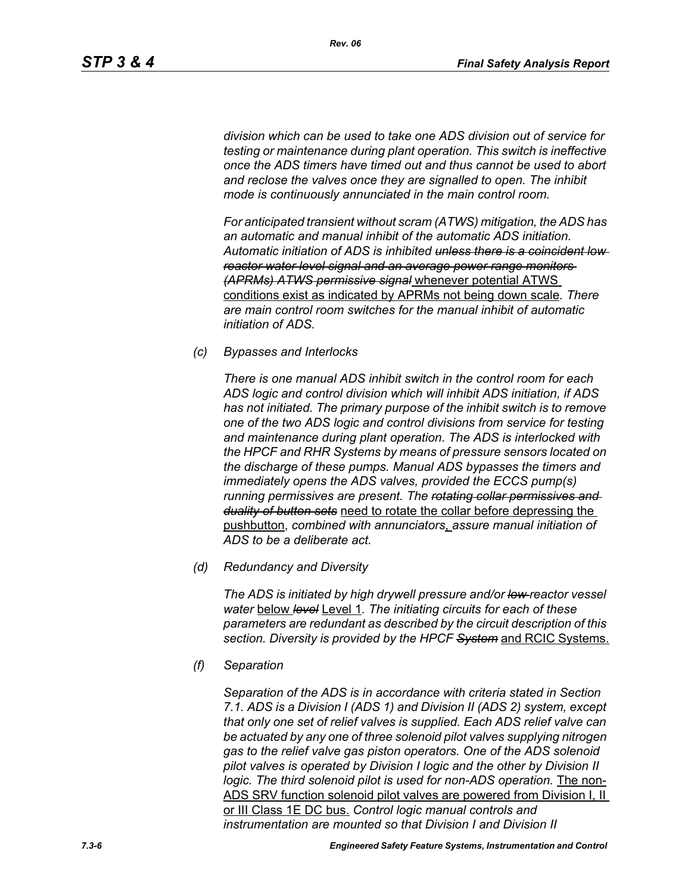*division which can be used to take one ADS division out of service for testing or maintenance during plant operation. This switch is ineffective once the ADS timers have timed out and thus cannot be used to abort and reclose the valves once they are signalled to open. The inhibit mode is continuously annunciated in the main control room.*

*For anticipated transient without scram (ATWS) mitigation, the ADS has an automatic and manual inhibit of the automatic ADS initiation. Automatic initiation of ADS is inhibited ~~unless there is a coincident low reactor water level signal and an average power range monitors (APRMs) ATWS permissive signal~~* <u>whenever potential ATWS conditions exist as indicated by APRMs not being down scale</u>*. There are main control room switches for the manual inhibit of automatic initiation of ADS.*

*(c) Bypasses and Interlocks*

*There is one manual ADS inhibit switch in the control room for each ADS logic and control division which will inhibit ADS initiation, if ADS has not initiated. The primary purpose of the inhibit switch is to remove one of the two ADS logic and control divisions from service for testing and maintenance during plant operation. The ADS is interlocked with the HPCF and RHR Systems by means of pressure sensors located on the discharge of these pumps. Manual ADS bypasses the timers and immediately opens the ADS valves, provided the ECCS pump(s) running permissives are present. The ~~rotating collar permissives and duality of button sets~~* <u>need to rotate the collar before depressing the pushbutton</u>*, combined with annunciators*<u>,</u> *assure manual initiation of ADS to be a deliberate act.*

*(d) Redundancy and Diversity*

*The ADS is initiated by high drywell pressure and/or ~~low~~ reactor vessel water* <u>below</u> *~~level~~* <u>Level 1</u>*. The initiating circuits for each of these parameters are redundant as described by the circuit description of this section. Diversity is provided by the HPCF ~~System~~* <u>and RCIC Systems.</u>

*(f) Separation*

*Separation of the ADS is in accordance with criteria stated in Section 7.1. ADS is a Division I (ADS 1) and Division II (ADS 2) system, except that only one set of relief valves is supplied. Each ADS relief valve can be actuated by any one of three solenoid pilot valves supplying nitrogen gas to the relief valve gas piston operators. One of the ADS solenoid pilot valves is operated by Division I logic and the other by Division II logic. The third solenoid pilot is used for non-ADS operation.* <u>The non-ADS SRV function solenoid pilot valves are powered from Division I, II or III Class 1E DC bus.</u> *Control logic manual controls and instrumentation are mounted so that Division I and Division II*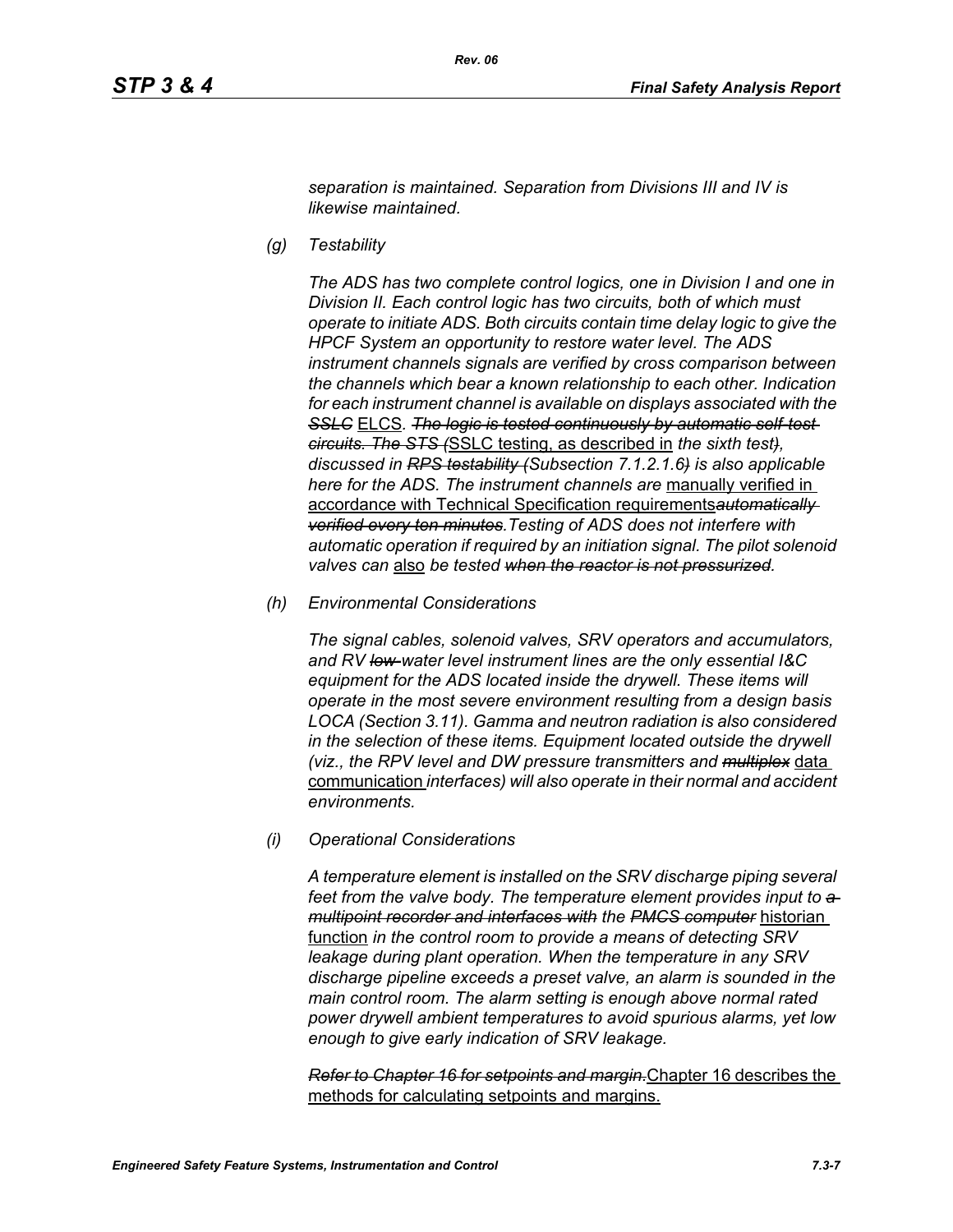*separation is maintained. Separation from Divisions III and IV is likewise maintained.*

*(g) Testability*

*The ADS has two complete control logics, one in Division I and one in Division II. Each control logic has two circuits, both of which must operate to initiate ADS. Both circuits contain time delay logic to give the HPCF System an opportunity to restore water level. The ADS instrument channels signals are verified by cross comparison between the channels which bear a known relationship to each other. Indication for each instrument channel is available on displays associated with the ~~SSLC~~* ELCS*. ~~The logic is tested continuously by automatic self-test circuits. The STS (~~*SSLC testing, as described in *the sixth test~~)~~, discussed in ~~RPS testability (~~Subsection 7.1.2.1.6~~)~~ is also applicable here for the ADS. The instrument channels are* manually verified in accordance with Technical Specification requirements*~~automatically verified every ten minutes~~.Testing of ADS does not interfere with automatic operation if required by an initiation signal. The pilot solenoid valves can* also *be tested ~~when the reactor is not pressurized~~.*

*(h) Environmental Considerations*

*The signal cables, solenoid valves, SRV operators and accumulators, and RV ~~low~~ water level instrument lines are the only essential I&C equipment for the ADS located inside the drywell. These items will operate in the most severe environment resulting from a design basis LOCA (Section 3.11). Gamma and neutron radiation is also considered in the selection of these items. Equipment located outside the drywell (viz., the RPV level and DW pressure transmitters and ~~multiplex~~* data communication *interfaces) will also operate in their normal and accident environments.*

*(i) Operational Considerations*

*A temperature element is installed on the SRV discharge piping several feet from the valve body. The temperature element provides input to ~~a multipoint recorder and interfaces with~~ the ~~PMCS computer~~* historian function *in the control room to provide a means of detecting SRV leakage during plant operation. When the temperature in any SRV discharge pipeline exceeds a preset valve, an alarm is sounded in the main control room. The alarm setting is enough above normal rated power drywell ambient temperatures to avoid spurious alarms, yet low enough to give early indication of SRV leakage.*

*~~Refer to Chapter 16 for setpoints and margin.~~*Chapter 16 describes the methods for calculating setpoints and margins.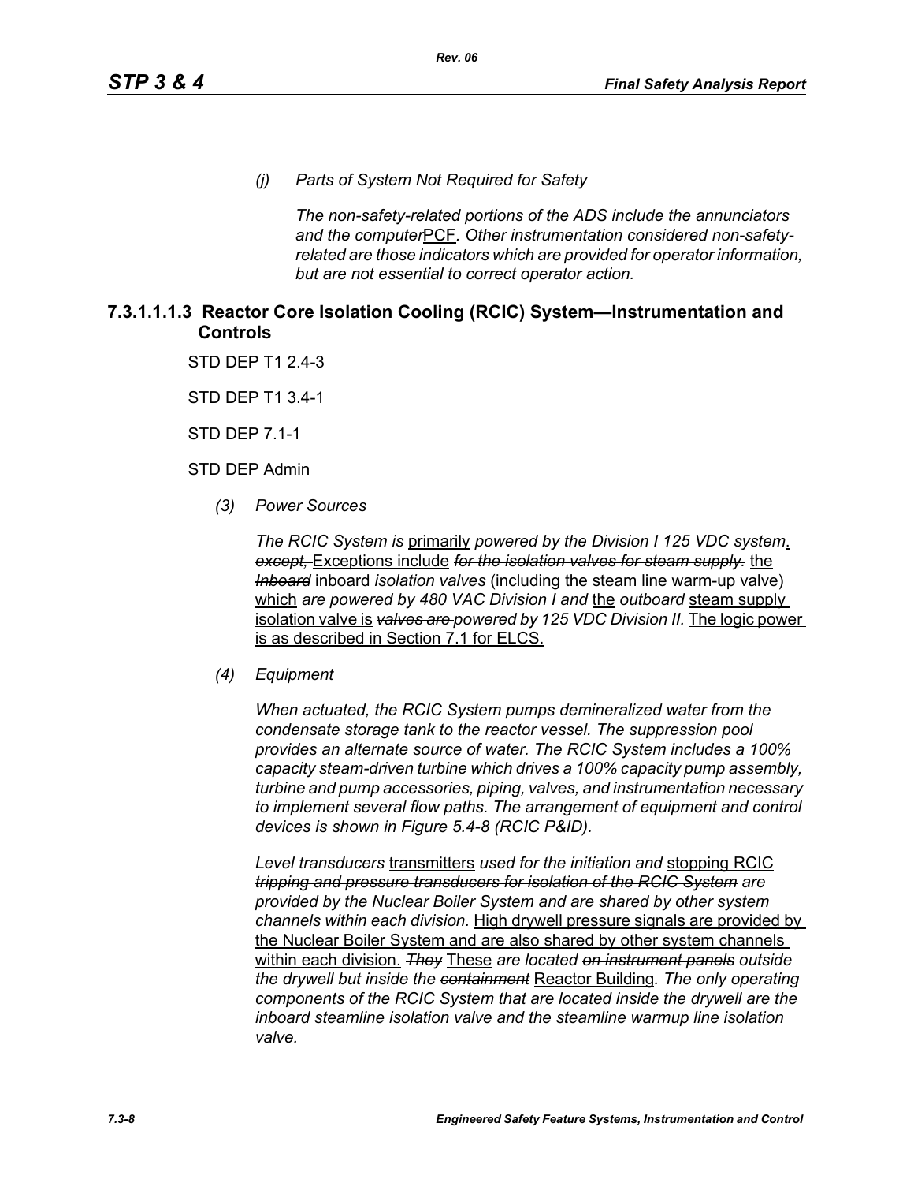*(j) Parts of System Not Required for Safety*

*The non-safety-related portions of the ADS include the annunciators and the ~~computer~~*PCF*. Other instrumentation considered non-safety-related are those indicators which are provided for operator information, but are not essential to correct operator action.*

### 7.3.1.1.1.3 Reactor Core Isolation Cooling (RCIC) System—Instrumentation and Controls

STD DEP T1 2.4-3

STD DEP T1 3.4-1

STD DEP 7.1-1

STD DEP Admin

*(3) Power Sources*

*The RCIC System is* primarily *powered by the Division I 125 VDC system*. ~~*except,*~~ Exceptions include ~~*for the isolation valves for steam supply.*~~ the ~~*Inboard*~~ inboard *isolation valves* (including the steam line warm-up valve) which *are powered by 480 VAC Division I and* the *outboard* steam supply isolation valve is ~~*valves are*~~ *powered by 125 VDC Division II.* The logic power is as described in Section 7.1 for ELCS.

*(4) Equipment*

*When actuated, the RCIC System pumps demineralized water from the condensate storage tank to the reactor vessel. The suppression pool provides an alternate source of water. The RCIC System includes a 100% capacity steam-driven turbine which drives a 100% capacity pump assembly, turbine and pump accessories, piping, valves, and instrumentation necessary to implement several flow paths. The arrangement of equipment and control devices is shown in Figure 5.4-8 (RCIC P&ID).*

*Level ~~transducers~~* transmitters *used for the initiation and* stopping RCIC ~~*tripping and pressure transducers for isolation of the RCIC System*~~ *are provided by the Nuclear Boiler System and are shared by other system channels within each division.* High drywell pressure signals are provided by the Nuclear Boiler System and are also shared by other system channels within each division. ~~*They*~~ These *are located ~~on instrument panels~~ outside the drywell but inside the ~~containment~~* Reactor Building*. The only operating components of the RCIC System that are located inside the drywell are the inboard steamline isolation valve and the steamline warmup line isolation valve.*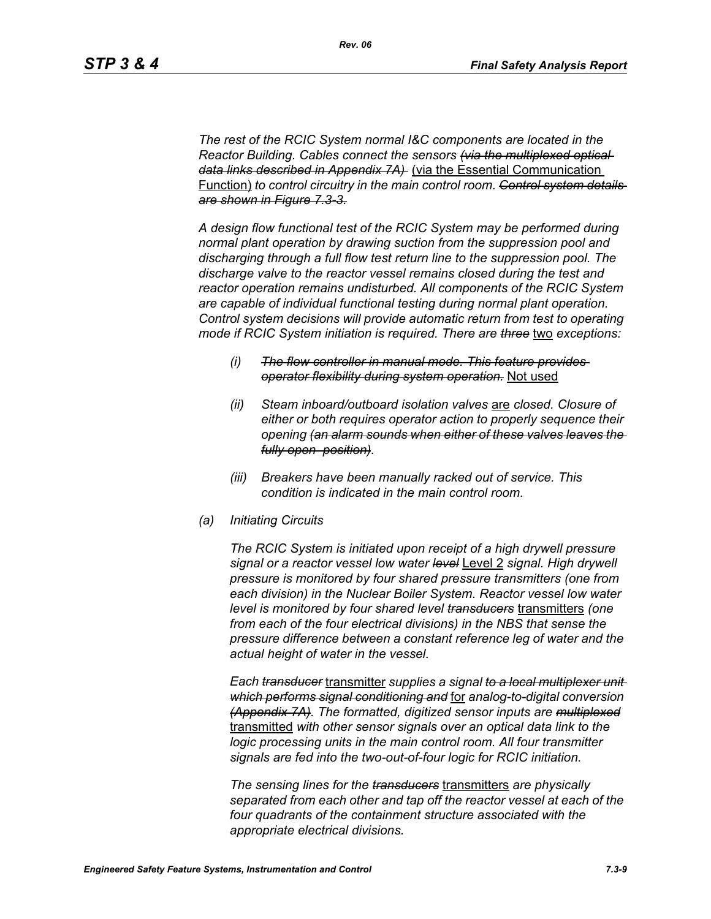*The rest of the RCIC System normal I&C components are located in the Reactor Building. Cables connect the sensors ~~(via the multiplexed optical data links described in Appendix 7A)~~* (via the Essential Communication Function) *to control circuitry in the main control room. ~~Control system details are shown in Figure 7.3-3.~~*

*A design flow functional test of the RCIC System may be performed during normal plant operation by drawing suction from the suppression pool and discharging through a full flow test return line to the suppression pool. The discharge valve to the reactor vessel remains closed during the test and reactor operation remains undisturbed. All components of the RCIC System are capable of individual functional testing during normal plant operation. Control system decisions will provide automatic return from test to operating mode if RCIC System initiation is required. There are ~~three~~* two *exceptions:*

- *(i)* *~~The flow controller in manual mode. This feature provides operator flexibility during system operation.~~* Not used
- *(ii)* *Steam inboard/outboard isolation valves* are *closed. Closure of either or both requires operator action to properly sequence their opening ~~(an alarm sounds when either of these valves leaves the fully open position)~~.*
- *(iii)* *Breakers have been manually racked out of service. This condition is indicated in the main control room.*

*(a) Initiating Circuits*

*The RCIC System is initiated upon receipt of a high drywell pressure signal or a reactor vessel low water ~~level~~* Level 2 *signal. High drywell pressure is monitored by four shared pressure transmitters (one from each division) in the Nuclear Boiler System. Reactor vessel low water level is monitored by four shared level ~~transducers~~* transmitters *(one from each of the four electrical divisions) in the NBS that sense the pressure difference between a constant reference leg of water and the actual height of water in the vessel.*

*Each ~~transducer~~* transmitter *supplies a signal ~~to a local multiplexer unit which performs signal conditioning and~~* for *analog-to-digital conversion ~~(Appendix 7A)~~. The formatted, digitized sensor inputs are ~~multiplexed~~* transmitted *with other sensor signals over an optical data link to the logic processing units in the main control room. All four transmitter signals are fed into the two-out-of-four logic for RCIC initiation.*

*The sensing lines for the ~~transducers~~* transmitters *are physically separated from each other and tap off the reactor vessel at each of the four quadrants of the containment structure associated with the appropriate electrical divisions.*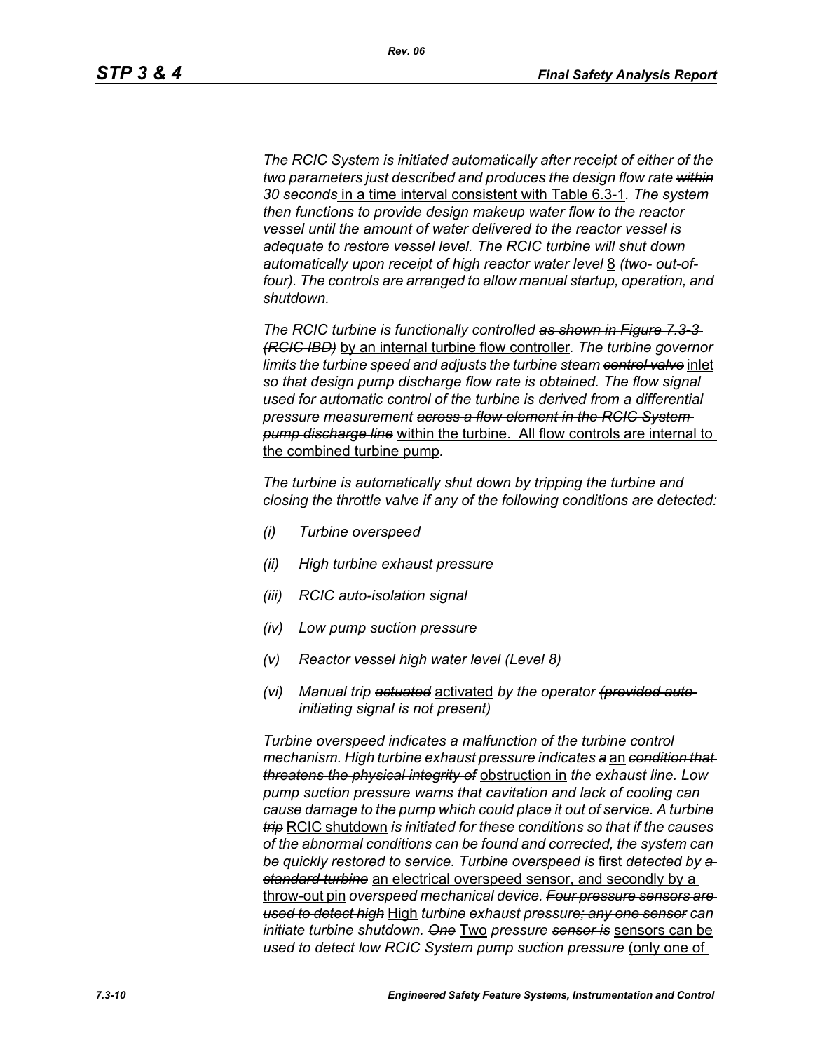*The RCIC System is initiated automatically after receipt of either of the two parameters just described and produces the design flow rate ~~within 30 seconds~~* in a time interval consistent with Table 6.3-1*. The system then functions to provide design makeup water flow to the reactor vessel until the amount of water delivered to the reactor vessel is adequate to restore vessel level. The RCIC turbine will shut down automatically upon receipt of high reactor water level* 8 *(two- out-of-four). The controls are arranged to allow manual startup, operation, and shutdown.*

*The RCIC turbine is functionally controlled ~~as shown in Figure 7.3-3 (RCIC IBD)~~* by an internal turbine flow controller*. The turbine governor limits the turbine speed and adjusts the turbine steam ~~control valve~~* inlet *so that design pump discharge flow rate is obtained. The flow signal used for automatic control of the turbine is derived from a differential pressure measurement ~~across a flow element in the RCIC System pump discharge line~~* within the turbine. All flow controls are internal to the combined turbine pump*.*

*The turbine is automatically shut down by tripping the turbine and closing the throttle valve if any of the following conditions are detected:*

- *(i) Turbine overspeed*
- *(ii) High turbine exhaust pressure*
- *(iii) RCIC auto-isolation signal*
- *(iv) Low pump suction pressure*
- *(v) Reactor vessel high water level (Level 8)*
- *(vi) Manual trip ~~actuated~~* activated *by the operator ~~(provided auto-initiating signal is not present)~~*

*Turbine overspeed indicates a malfunction of the turbine control mechanism. High turbine exhaust pressure indicates ~~a~~* an *~~condition that threatens the physical integrity of~~* obstruction in *the exhaust line. Low pump suction pressure warns that cavitation and lack of cooling can cause damage to the pump which could place it out of service. ~~A turbine trip~~* RCIC shutdown *is initiated for these conditions so that if the causes of the abnormal conditions can be found and corrected, the system can be quickly restored to service. Turbine overspeed is* first *detected by ~~a standard turbine~~* an electrical overspeed sensor, and secondly by a throw-out pin *overspeed mechanical device. ~~Four pressure sensors are used to detect high~~* High *turbine exhaust pressure~~; any one sensor~~ can initiate turbine shutdown. ~~One~~* Two *pressure ~~sensor is~~* sensors can be *used to detect low RCIC System pump suction pressure* (only one of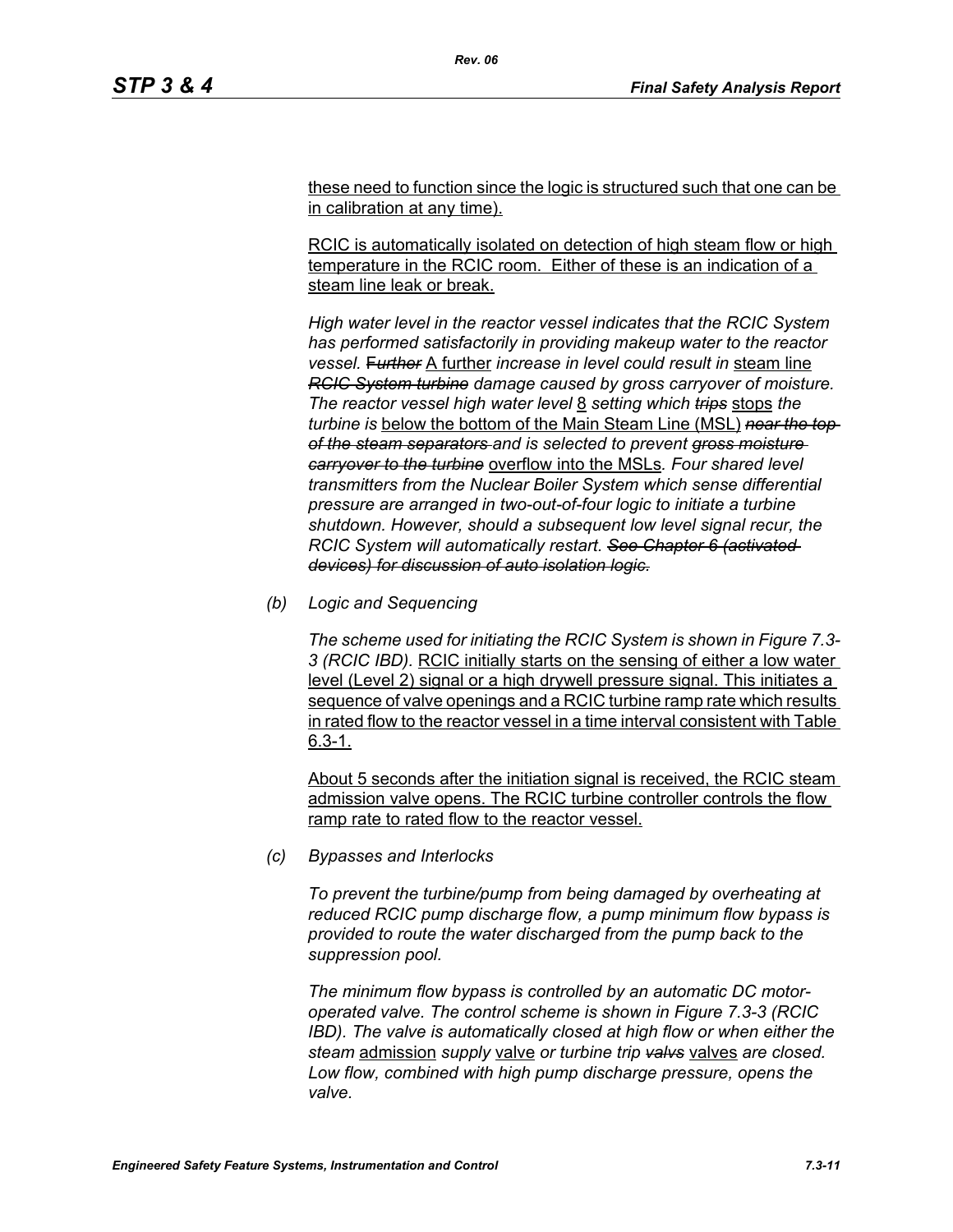these need to function since the logic is structured such that one can be in calibration at any time).

RCIC is automatically isolated on detection of high steam flow or high temperature in the RCIC room. Either of these is an indication of a steam line leak or break.

*High water level in the reactor vessel indicates that the RCIC System has performed satisfactorily in providing makeup water to the reactor vessel.* ~~*Further*~~ A further *increase in level could result in* steam line ~~*RCIC System turbine*~~ *damage caused by gross carryover of moisture. The reactor vessel high water level* 8 *setting which* ~~*trips*~~ stops *the turbine is* below the bottom of the Main Steam Line (MSL) ~~*near the top of the steam separators*~~ *and is selected to prevent* ~~*gross moisture carryover to the turbine*~~ overflow into the MSLs*. Four shared level transmitters from the Nuclear Boiler System which sense differential pressure are arranged in two-out-of-four logic to initiate a turbine shutdown. However, should a subsequent low level signal recur, the RCIC System will automatically restart.* ~~*See Chapter 6 (activated devices) for discussion of auto isolation logic.*~~

*(b) Logic and Sequencing*

*The scheme used for initiating the RCIC System is shown in Figure 7.3-3 (RCIC IBD).* RCIC initially starts on the sensing of either a low water level (Level 2) signal or a high drywell pressure signal. This initiates a sequence of valve openings and a RCIC turbine ramp rate which results in rated flow to the reactor vessel in a time interval consistent with Table 6.3-1.

About 5 seconds after the initiation signal is received, the RCIC steam admission valve opens. The RCIC turbine controller controls the flow ramp rate to rated flow to the reactor vessel.

*(c) Bypasses and Interlocks*

*To prevent the turbine/pump from being damaged by overheating at reduced RCIC pump discharge flow, a pump minimum flow bypass is provided to route the water discharged from the pump back to the suppression pool.*

*The minimum flow bypass is controlled by an automatic DC motor-operated valve. The control scheme is shown in Figure 7.3-3 (RCIC IBD). The valve is automatically closed at high flow or when either the steam* admission *supply* valve *or turbine trip* ~~*valvs*~~ valves *are closed. Low flow, combined with high pump discharge pressure, opens the valve.*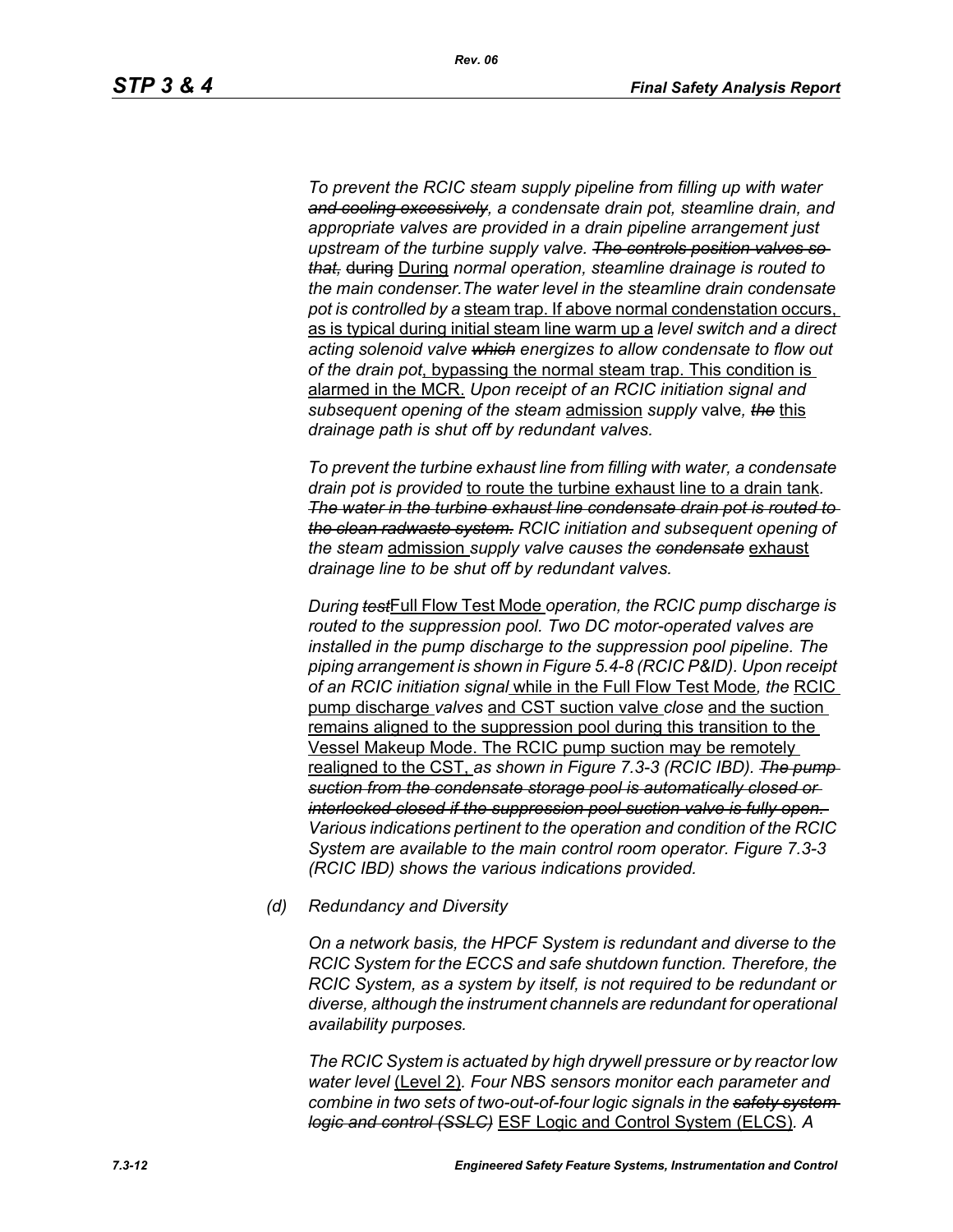*To prevent the RCIC steam supply pipeline from filling up with water ~~and cooling excessively~~, a condensate drain pot, steamline drain, and appropriate valves are provided in a drain pipeline arrangement just upstream of the turbine supply valve. ~~The controls position valves so that,~~* ~~during~~ <u>During</u> *normal operation, steamline drainage is routed to the main condenser.The water level in the steamline drain condensate pot is controlled by a* <u>steam trap. If above normal condenstation occurs, as is typical during initial steam line warm up a</u> *level switch and a direct acting solenoid valve ~~which~~ energizes to allow condensate to flow out of the drain pot*<u>, bypassing the normal steam trap. This condition is alarmed in the MCR.</u> *Upon receipt of an RCIC initiation signal and subsequent opening of the steam* <u>admission</u> *supply* valve*, ~~the~~* <u>this</u> *drainage path is shut off by redundant valves.*

*To prevent the turbine exhaust line from filling with water, a condensate drain pot is provided* <u>to route the turbine exhaust line to a drain tank</u>*. ~~The water in the turbine exhaust line condensate drain pot is routed to the clean radwaste system.~~ RCIC initiation and subsequent opening of the steam* <u>admission</u> *supply valve causes the ~~condensate~~* <u>exhaust</u> *drainage line to be shut off by redundant valves.*

*During ~~test~~*<u>Full Flow Test Mode</u> *operation, the RCIC pump discharge is routed to the suppression pool. Two DC motor-operated valves are installed in the pump discharge to the suppression pool pipeline. The piping arrangement is shown in Figure 5.4-8 (RCIC P&ID). Upon receipt of an RCIC initiation signal* <u>while in the Full Flow Test Mode</u>*, the* <u>RCIC pump discharge</u> *valves* <u>and CST suction valve</u> *close* <u>and the suction remains aligned to the suppression pool during this transition to the Vessel Makeup Mode. The RCIC pump suction may be remotely realigned to the CST,</u> *as shown in Figure 7.3-3 (RCIC IBD). ~~The pump suction from the condensate storage pool is automatically closed or interlocked closed if the suppression pool suction valve is fully open.~~ Various indications pertinent to the operation and condition of the RCIC System are available to the main control room operator. Figure 7.3-3 (RCIC IBD) shows the various indications provided.*

*(d) Redundancy and Diversity*

*On a network basis, the HPCF System is redundant and diverse to the RCIC System for the ECCS and safe shutdown function. Therefore, the RCIC System, as a system by itself, is not required to be redundant or diverse, although the instrument channels are redundant for operational availability purposes.*

*The RCIC System is actuated by high drywell pressure or by reactor low water level* <u>(Level 2)</u>*. Four NBS sensors monitor each parameter and combine in two sets of two-out-of-four logic signals in the ~~safety system logic and control (SSLC)~~* <u>ESF Logic and Control System (ELCS)</u>*. A*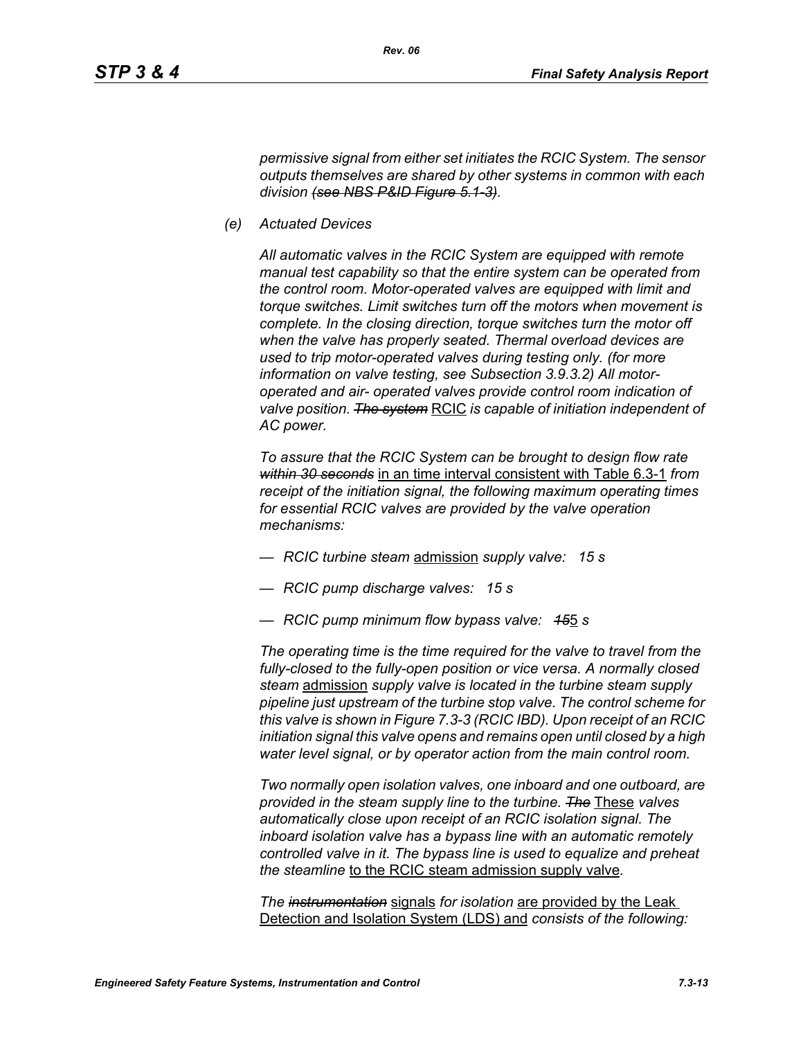*permissive signal from either set initiates the RCIC System. The sensor outputs themselves are shared by other systems in common with each division ~~(see NBS P&ID Figure 5.1-3)~~.*

*(e) Actuated Devices*

*All automatic valves in the RCIC System are equipped with remote manual test capability so that the entire system can be operated from the control room. Motor-operated valves are equipped with limit and torque switches. Limit switches turn off the motors when movement is complete. In the closing direction, torque switches turn the motor off when the valve has properly seated. Thermal overload devices are used to trip motor-operated valves during testing only. (for more information on valve testing, see Subsection 3.9.3.2) All motor-operated and air- operated valves provide control room indication of valve position. ~~The system~~* <u>RCIC</u> *is capable of initiation independent of AC power.*

*To assure that the RCIC System can be brought to design flow rate ~~within 30 seconds~~* <u>in an time interval consistent with Table 6.3-1</u> *from receipt of the initiation signal, the following maximum operating times for essential RCIC valves are provided by the valve operation mechanisms:*

- *RCIC turbine steam* <u>admission</u> *supply valve: 15 s*
- *RCIC pump discharge valves: 15 s*
- *RCIC pump minimum flow bypass valve: ~~15~~*<u>5</u> *s*

*The operating time is the time required for the valve to travel from the fully-closed to the fully-open position or vice versa. A normally closed steam* <u>admission</u> *supply valve is located in the turbine steam supply pipeline just upstream of the turbine stop valve. The control scheme for this valve is shown in Figure 7.3-3 (RCIC IBD). Upon receipt of an RCIC initiation signal this valve opens and remains open until closed by a high water level signal, or by operator action from the main control room.*

*Two normally open isolation valves, one inboard and one outboard, are provided in the steam supply line to the turbine. ~~The~~* <u>These</u> *valves automatically close upon receipt of an RCIC isolation signal. The inboard isolation valve has a bypass line with an automatic remotely controlled valve in it. The bypass line is used to equalize and preheat the steamline* <u>to the RCIC steam admission supply valve</u>*.*

*The ~~instrumentation~~* <u>signals</u> *for isolation* <u>are provided by the Leak Detection and Isolation System (LDS) and</u> *consists of the following:*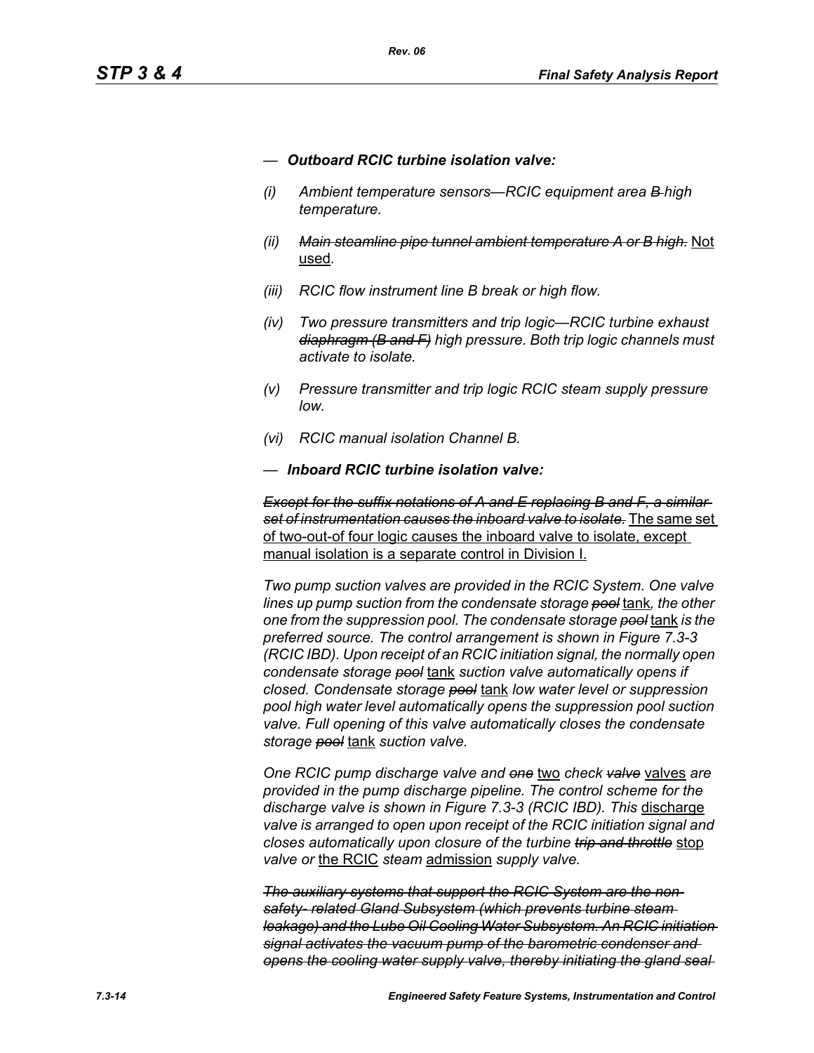— ***Outboard RCIC turbine isolation valve:***

*(i) Ambient temperature sensors—RCIC equipment area ~~B~~ high temperature.*

*(ii) ~~Main steamline pipe tunnel ambient temperature A or B high.~~* <u>Not used</u>.

*(iii) RCIC flow instrument line B break or high flow.*

*(iv) Two pressure transmitters and trip logic—RCIC turbine exhaust ~~diaphragm (B and F)~~ high pressure. Both trip logic channels must activate to isolate.*

*(v) Pressure transmitter and trip logic RCIC steam supply pressure low.*

*(vi) RCIC manual isolation Channel B.*

— ***Inboard RCIC turbine isolation valve:***

*~~Except for the suffix notations of A and E replacing B and F, a similar set of instrumentation causes the inboard valve to isolate.~~* <u>The same set of two-out-of four logic causes the inboard valve to isolate, except manual isolation is a separate control in Division I.</u>

*Two pump suction valves are provided in the RCIC System. One valve lines up pump suction from the condensate storage ~~pool~~* <u>tank</u>*, the other one from the suppression pool. The condensate storage ~~pool~~* <u>tank</u> *is the preferred source. The control arrangement is shown in Figure 7.3-3 (RCIC IBD). Upon receipt of an RCIC initiation signal, the normally open condensate storage ~~pool~~* <u>tank</u> *suction valve automatically opens if closed. Condensate storage ~~pool~~* <u>tank</u> *low water level or suppression pool high water level automatically opens the suppression pool suction valve. Full opening of this valve automatically closes the condensate storage ~~pool~~* <u>tank</u> *suction valve.*

*One RCIC pump discharge valve and ~~one~~* <u>two</u> *check ~~valve~~* <u>valves</u> *are provided in the pump discharge pipeline. The control scheme for the discharge valve is shown in Figure 7.3-3 (RCIC IBD). This* <u>discharge</u> *valve is arranged to open upon receipt of the RCIC initiation signal and closes automatically upon closure of the turbine ~~trip and throttle~~* <u>stop</u> *valve or* <u>the RCIC</u> *steam* <u>admission</u> *supply valve.*

*~~The auxiliary systems that support the RCIC System are the non-safety- related Gland Subsystem (which prevents turbine steam leakage) and the Lube Oil Cooling Water Subsystem. An RCIC initiation signal activates the vacuum pump of the barometric condenser and opens the cooling water supply valve, thereby initiating the gland seal~~*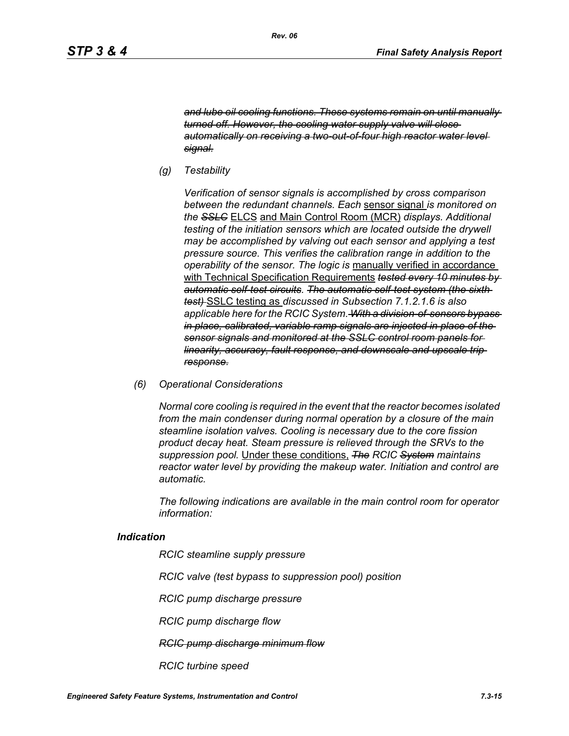*~~and lube oil cooling functions. These systems remain on until manually turned off. However, the cooling water supply valve will close automatically on receiving a two-out-of-four high reactor water level signal.~~*

*(g) Testability*

*Verification of sensor signals is accomplished by cross comparison between the redundant channels. Each* sensor signal *is monitored on the ~~SSLC~~* ELCS and Main Control Room (MCR) *displays. Additional testing of the initiation sensors which are located outside the drywell may be accomplished by valving out each sensor and applying a test pressure source. This verifies the calibration range in addition to the operability of the sensor. The logic is* manually verified in accordance with Technical Specification Requirements *~~tested every 10 minutes by automatic self-test circuits~~. ~~The automatic self-test system (the sixth test)~~* SSLC testing as *discussed in Subsection 7.1.2.1.6 is also applicable here for the RCIC System. ~~With a division-of-sensors bypass in place, calibrated, variable ramp signals are injected in place of the sensor signals and monitored at the SSLC control room panels for linearity, accuracy, fault response, and downscale and upscale trip response.~~*

*(6) Operational Considerations*

*Normal core cooling is required in the event that the reactor becomes isolated from the main condenser during normal operation by a closure of the main steamline isolation valves. Cooling is necessary due to the core fission product decay heat. Steam pressure is relieved through the SRVs to the suppression pool.* Under these conditions, *~~The~~ RCIC ~~System~~ maintains reactor water level by providing the makeup water. Initiation and control are automatic.*

*The following indications are available in the main control room for operator information:*

***Indication***

*RCIC steamline supply pressure*

*RCIC valve (test bypass to suppression pool) position*

*RCIC pump discharge pressure*

*RCIC pump discharge flow*

*~~RCIC pump discharge minimum flow~~*

*RCIC turbine speed*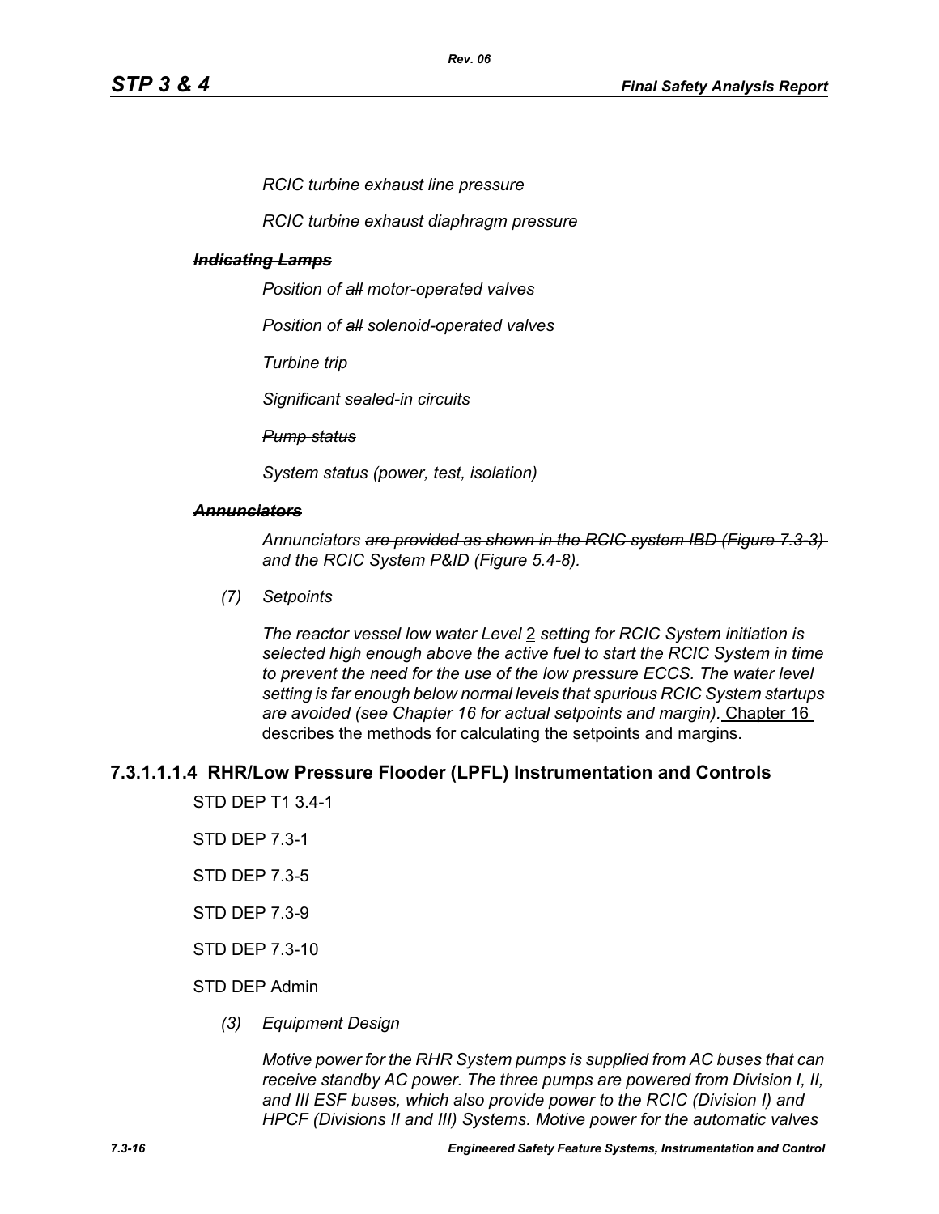*RCIC turbine exhaust line pressure*

~~*RCIC turbine exhaust diaphragm pressure*~~

~~***Indicating Lamps***~~

*Position of ~~all~~ motor-operated valves*

*Position of ~~all~~ solenoid-operated valves*

*Turbine trip*

~~*Significant sealed-in circuits*~~

~~*Pump status*~~

*System status (power, test, isolation)*

~~***Annunciators***~~

*Annunciators ~~are provided as shown in the RCIC system IBD (Figure 7.3-3) and the RCIC System P&ID (Figure 5.4-8).~~*

*(7) Setpoints*

*The reactor vessel low water Level* <u>2</u> *setting for RCIC System initiation is selected high enough above the active fuel to start the RCIC System in time to prevent the need for the use of the low pressure ECCS. The water level setting is far enough below normal levels that spurious RCIC System startups are avoided ~~(see Chapter 16 for actual setpoints and margin).~~* <u>Chapter 16 describes the methods for calculating the setpoints and margins.</u>

## 7.3.1.1.1.4 RHR/Low Pressure Flooder (LPFL) Instrumentation and Controls

STD DEP T1 3.4-1

STD DEP 7.3-1

STD DEP 7.3-5

STD DEP 7.3-9

STD DEP 7.3-10

STD DEP Admin

*(3) Equipment Design*

*Motive power for the RHR System pumps is supplied from AC buses that can receive standby AC power. The three pumps are powered from Division I, II, and III ESF buses, which also provide power to the RCIC (Division I) and HPCF (Divisions II and III) Systems. Motive power for the automatic valves*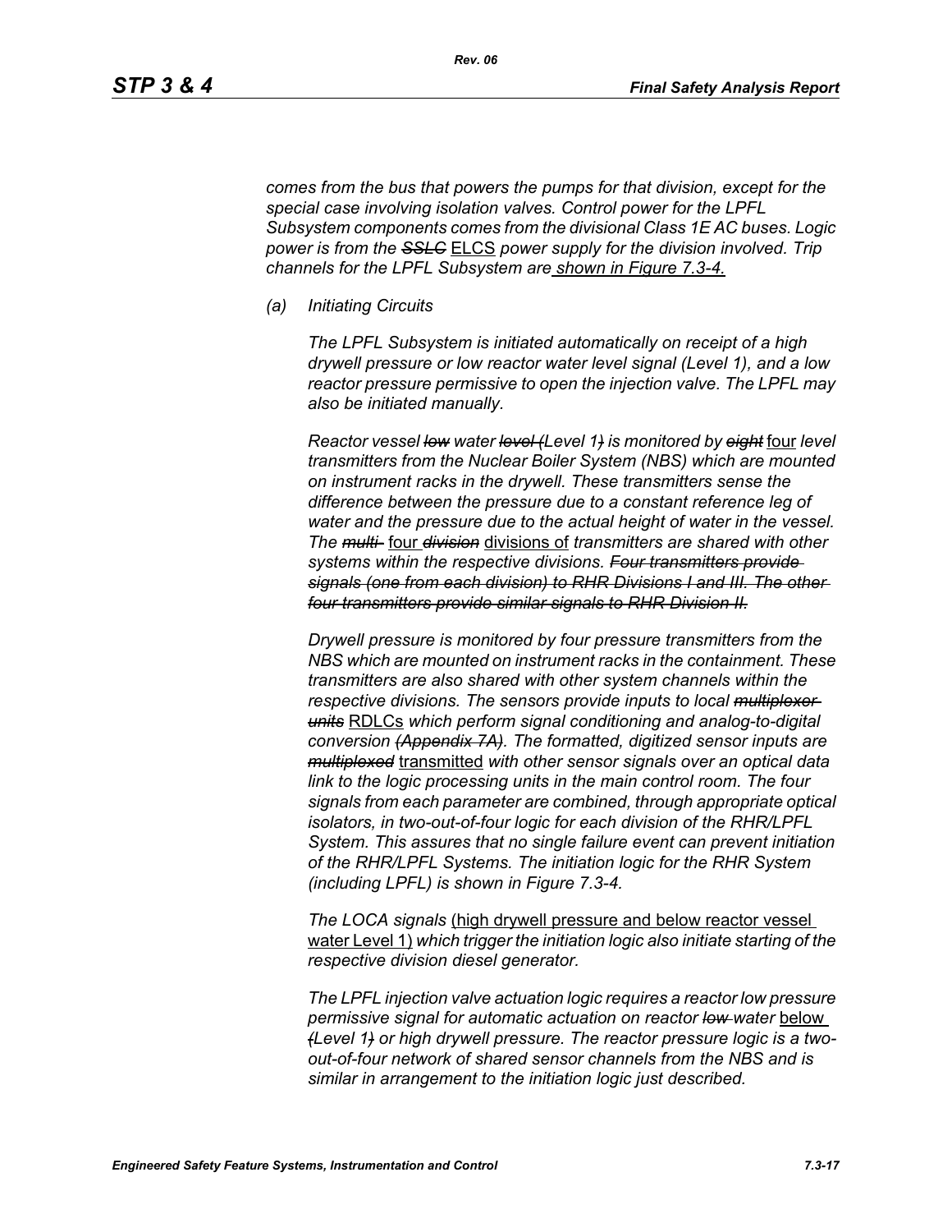*comes from the bus that powers the pumps for that division, except for the special case involving isolation valves. Control power for the LPFL Subsystem components comes from the divisional Class 1E AC buses. Logic power is from the ~~SSLC~~* ELCS *power supply for the division involved. Trip channels for the LPFL Subsystem are* shown in Figure 7.3-4.

*(a) Initiating Circuits*

*The LPFL Subsystem is initiated automatically on receipt of a high drywell pressure or low reactor water level signal (Level 1), and a low reactor pressure permissive to open the injection valve. The LPFL may also be initiated manually.*

*Reactor vessel ~~low~~ water ~~level (~~Level 1~~)~~ is monitored by ~~eight~~* four *level transmitters from the Nuclear Boiler System (NBS) which are mounted on instrument racks in the drywell. These transmitters sense the difference between the pressure due to a constant reference leg of water and the pressure due to the actual height of water in the vessel. The ~~multi-~~* four *~~division~~* divisions of *transmitters are shared with other systems within the respective divisions. ~~Four transmitters provide signals (one from each division) to RHR Divisions I and III. The other four transmitters provide similar signals to RHR Division II.~~*

*Drywell pressure is monitored by four pressure transmitters from the NBS which are mounted on instrument racks in the containment. These transmitters are also shared with other system channels within the respective divisions. The sensors provide inputs to local ~~multiplexer units~~* RDLCs *which perform signal conditioning and analog-to-digital conversion ~~(Appendix 7A)~~. The formatted, digitized sensor inputs are ~~multiplexed~~* transmitted *with other sensor signals over an optical data link to the logic processing units in the main control room. The four signals from each parameter are combined, through appropriate optical isolators, in two-out-of-four logic for each division of the RHR/LPFL System. This assures that no single failure event can prevent initiation of the RHR/LPFL Systems. The initiation logic for the RHR System (including LPFL) is shown in Figure 7.3-4.*

*The LOCA signals* (high drywell pressure and below reactor vessel water Level 1) *which trigger the initiation logic also initiate starting of the respective division diesel generator.*

*The LPFL injection valve actuation logic requires a reactor low pressure permissive signal for automatic actuation on reactor ~~low~~ water* below *~~(~~Level 1~~)~~ or high drywell pressure. The reactor pressure logic is a two-out-of-four network of shared sensor channels from the NBS and is similar in arrangement to the initiation logic just described.*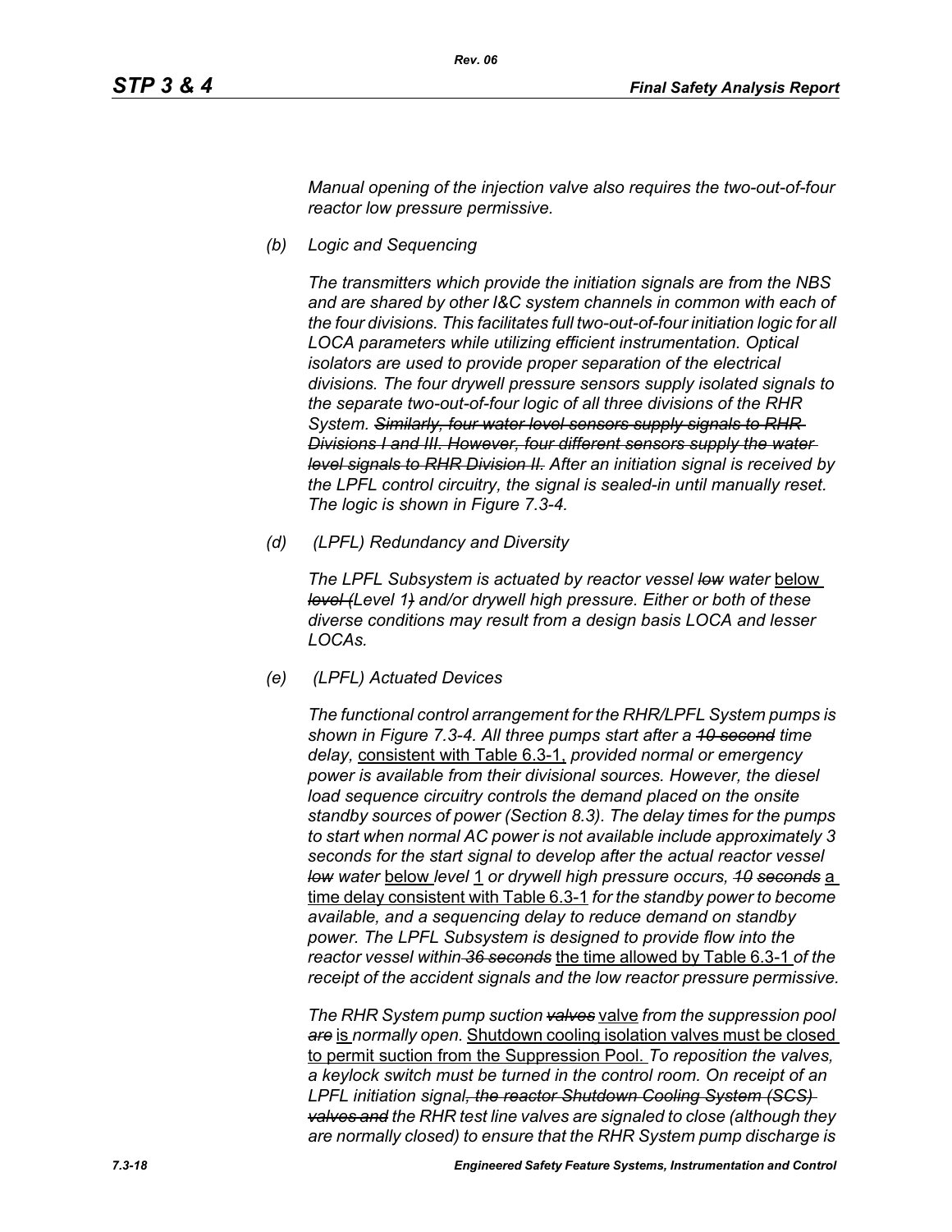*Manual opening of the injection valve also requires the two-out-of-four reactor low pressure permissive.*

*(b) Logic and Sequencing*

*The transmitters which provide the initiation signals are from the NBS and are shared by other I&C system channels in common with each of the four divisions. This facilitates full two-out-of-four initiation logic for all LOCA parameters while utilizing efficient instrumentation. Optical isolators are used to provide proper separation of the electrical divisions. The four drywell pressure sensors supply isolated signals to the separate two-out-of-four logic of all three divisions of the RHR System. ~~Similarly, four water level sensors supply signals to RHR Divisions I and III. However, four different sensors supply the water level signals to RHR Division II.~~ After an initiation signal is received by the LPFL control circuitry, the signal is sealed-in until manually reset. The logic is shown in Figure 7.3-4.*

*(d) (LPFL) Redundancy and Diversity*

*The LPFL Subsystem is actuated by reactor vessel ~~low~~ water* below *~~level (~~Level 1~~)~~ and/or drywell high pressure. Either or both of these diverse conditions may result from a design basis LOCA and lesser LOCAs.*

*(e) (LPFL) Actuated Devices*

*The functional control arrangement for the RHR/LPFL System pumps is shown in Figure 7.3-4. All three pumps start after a ~~10 second~~ time delay,* consistent with Table 6.3-1, *provided normal or emergency power is available from their divisional sources. However, the diesel load sequence circuitry controls the demand placed on the onsite standby sources of power (Section 8.3). The delay times for the pumps to start when normal AC power is not available include approximately 3 seconds for the start signal to develop after the actual reactor vessel ~~low~~ water* below *level* 1 *or drywell high pressure occurs, ~~10 seconds~~* a time delay consistent with Table 6.3-1 *for the standby power to become available, and a sequencing delay to reduce demand on standby power. The LPFL Subsystem is designed to provide flow into the reactor vessel within ~~36 seconds~~* the time allowed by Table 6.3-1 *of the receipt of the accident signals and the low reactor pressure permissive.*

*The RHR System pump suction ~~valves~~* valve *from the suppression pool ~~are~~* is *normally open.* Shutdown cooling isolation valves must be closed to permit suction from the Suppression Pool. *To reposition the valves, a keylock switch must be turned in the control room. On receipt of an LPFL initiation signal~~, the reactor Shutdown Cooling System (SCS) valves and~~ the RHR test line valves are signaled to close (although they are normally closed) to ensure that the RHR System pump discharge is*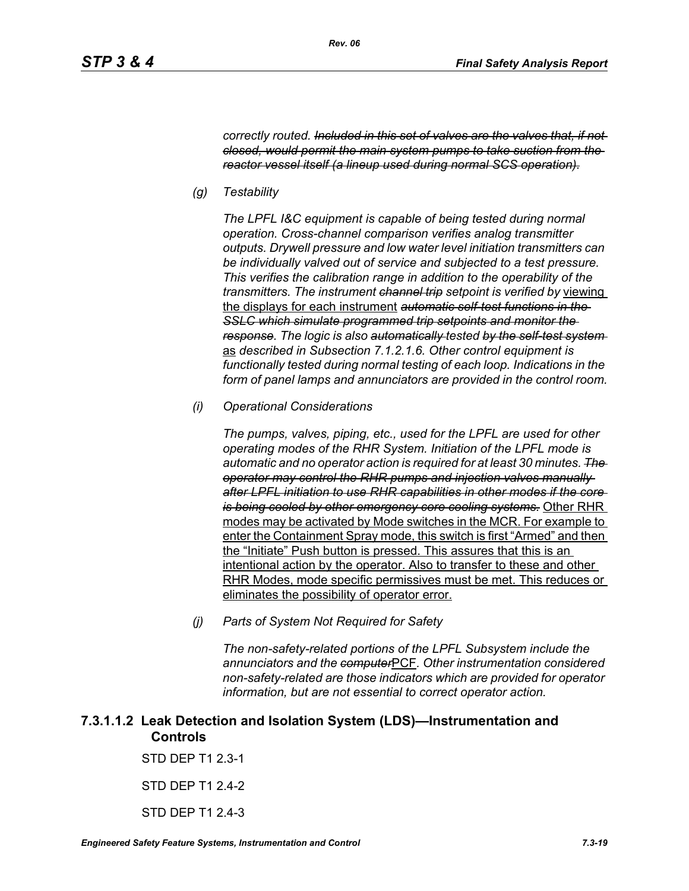*correctly routed. ~~Included in this set of valves are the valves that, if not closed, would permit the main system pumps to take suction from the reactor vessel itself (a lineup used during normal SCS operation).~~*

*(g) Testability*

*The LPFL I&C equipment is capable of being tested during normal operation. Cross-channel comparison verifies analog transmitter outputs. Drywell pressure and low water level initiation transmitters can be individually valved out of service and subjected to a test pressure. This verifies the calibration range in addition to the operability of the transmitters. The instrument ~~channel trip~~ setpoint is verified by* <u>viewing the displays for each instrument</u> *~~automatic self-test functions in the SSLC which simulate programmed trip setpoints and monitor the response~~. The logic is also ~~automatically~~ tested ~~by the self-test system~~* <u>as</u> *described in Subsection 7.1.2.1.6. Other control equipment is functionally tested during normal testing of each loop. Indications in the form of panel lamps and annunciators are provided in the control room.*

*(i) Operational Considerations*

*The pumps, valves, piping, etc., used for the LPFL are used for other operating modes of the RHR System. Initiation of the LPFL mode is automatic and no operator action is required for at least 30 minutes. ~~The operator may control the RHR pumps and injection valves manually after LPFL initiation to use RHR capabilities in other modes if the core is being cooled by other emergency core cooling systems.~~* <u>Other RHR modes may be activated by Mode switches in the MCR. For example to enter the Containment Spray mode, this switch is first "Armed" and then the "Initiate" Push button is pressed. This assures that this is an intentional action by the operator. Also to transfer to these and other RHR Modes, mode specific permissives must be met. This reduces or eliminates the possibility of operator error.</u>

*(j) Parts of System Not Required for Safety*

*The non-safety-related portions of the LPFL Subsystem include the annunciators and the ~~computer~~*<u>PCF</u>*. Other instrumentation considered non-safety-related are those indicators which are provided for operator information, but are not essential to correct operator action.*

### 7.3.1.1.2 Leak Detection and Isolation System (LDS)—Instrumentation and Controls

STD DEP T1 2.3-1

STD DEP T1 2.4-2

STD DEP T1 2.4-3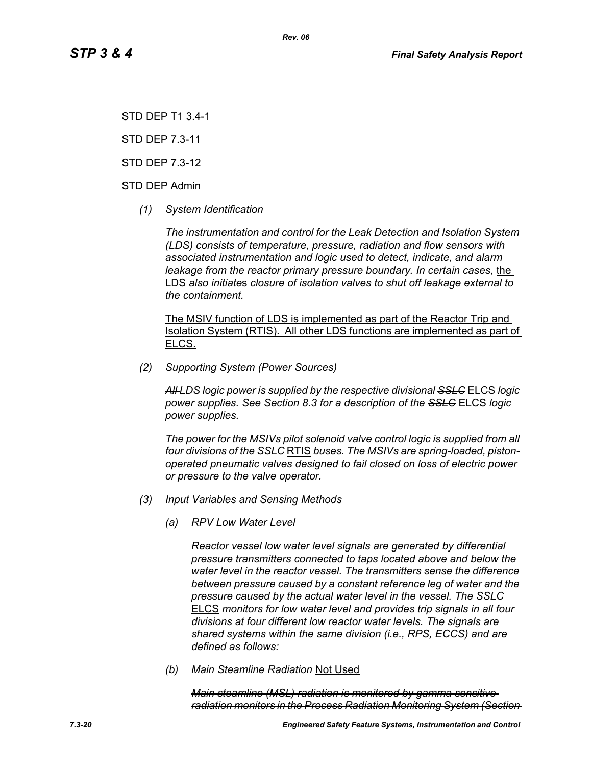STD DEP T1 3.4-1

STD DEP 7.3-11

STD DEP 7.3-12

STD DEP Admin

*(1) System Identification*

*The instrumentation and control for the Leak Detection and Isolation System (LDS) consists of temperature, pressure, radiation and flow sensors with associated instrumentation and logic used to detect, indicate, and alarm leakage from the reactor primary pressure boundary. In certain cases,* the LDS *also initiate*s *closure of isolation valves to shut off leakage external to the containment.*

The MSIV function of LDS is implemented as part of the Reactor Trip and Isolation System (RTIS). All other LDS functions are implemented as part of ELCS.

*(2) Supporting System (Power Sources)*

~~*All*~~ *LDS logic power is supplied by the respective divisional* ~~*SSLC*~~ ELCS *logic power supplies. See Section 8.3 for a description of the* ~~*SSLC*~~ ELCS *logic power supplies.*

*The power for the MSIVs pilot solenoid valve control logic is supplied from all four divisions of the* ~~*SSLC*~~ RTIS *buses. The MSIVs are spring-loaded, piston-operated pneumatic valves designed to fail closed on loss of electric power or pressure to the valve operator.*

*(3) Input Variables and Sensing Methods*

*(a) RPV Low Water Level*

*Reactor vessel low water level signals are generated by differential pressure transmitters connected to taps located above and below the water level in the reactor vessel. The transmitters sense the difference between pressure caused by a constant reference leg of water and the pressure caused by the actual water level in the vessel. The* ~~*SSLC*~~ ELCS *monitors for low water level and provides trip signals in all four divisions at four different low reactor water levels. The signals are shared systems within the same division (i.e., RPS, ECCS) and are defined as follows:*

*(b)* ~~*Main Steamline Radiation*~~ Not Used

~~*Main steamline (MSL) radiation is monitored by gamma sensitive radiation monitors in the Process Radiation Monitoring System (Section*~~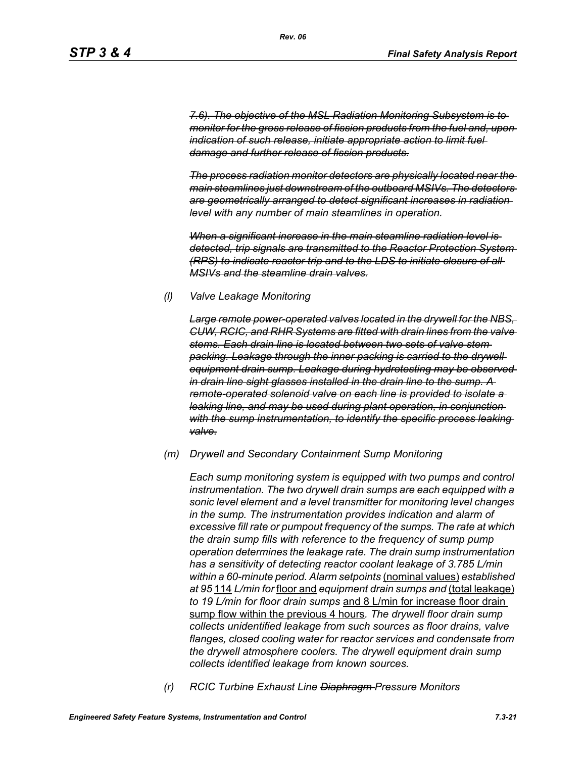*~~7.6). The objective of the MSL Radiation Monitoring Subsystem is to monitor for the gross release of fission products from the fuel and, upon indication of such release, initiate appropriate action to limit fuel damage and further release of fission products.~~*

*~~The process radiation monitor detectors are physically located near the main steamlines just downstream of the outboard MSIVs. The detectors are geometrically arranged to detect significant increases in radiation level with any number of main steamlines in operation.~~*

*~~When a significant increase in the main steamline radiation level is detected, trip signals are transmitted to the Reactor Protection System (RPS) to indicate reactor trip and to the LDS to initiate closure of all MSIVs and the steamline drain valves.~~*

*(l) Valve Leakage Monitoring*

*~~Large remote power-operated valves located in the drywell for the NBS, CUW, RCIC, and RHR Systems are fitted with drain lines from the valve stems. Each drain line is located between two sets of valve stem packing. Leakage through the inner packing is carried to the drywell equipment drain sump. Leakage during hydrotesting may be observed in drain line sight glasses installed in the drain line to the sump. A remote-operated solenoid valve on each line is provided to isolate a leaking line, and may be used during plant operation, in conjunction with the sump instrumentation, to identify the specific process leaking valve.~~*

*(m) Drywell and Secondary Containment Sump Monitoring*

*Each sump monitoring system is equipped with two pumps and control instrumentation. The two drywell drain sumps are each equipped with a sonic level element and a level transmitter for monitoring level changes in the sump. The instrumentation provides indication and alarm of excessive fill rate or pumpout frequency of the sumps. The rate at which the drain sump fills with reference to the frequency of sump pump operation determines the leakage rate. The drain sump instrumentation has a sensitivity of detecting reactor coolant leakage of 3.785 L/min within a 60-minute period. Alarm setpoints* <u>(nominal values)</u> *established at ~~95~~* <u>114</u> *L/min for* <u>floor and</u> *equipment drain sumps ~~and~~* <u>(total leakage)</u> *to 19 L/min for floor drain sumps* <u>and 8 L/min for increase floor drain sump flow within the previous 4 hours</u>*. The drywell floor drain sump collects unidentified leakage from such sources as floor drains, valve flanges, closed cooling water for reactor services and condensate from the drywell atmosphere coolers. The drywell equipment drain sump collects identified leakage from known sources.*

*(r) RCIC Turbine Exhaust Line ~~Diaphragm~~ Pressure Monitors*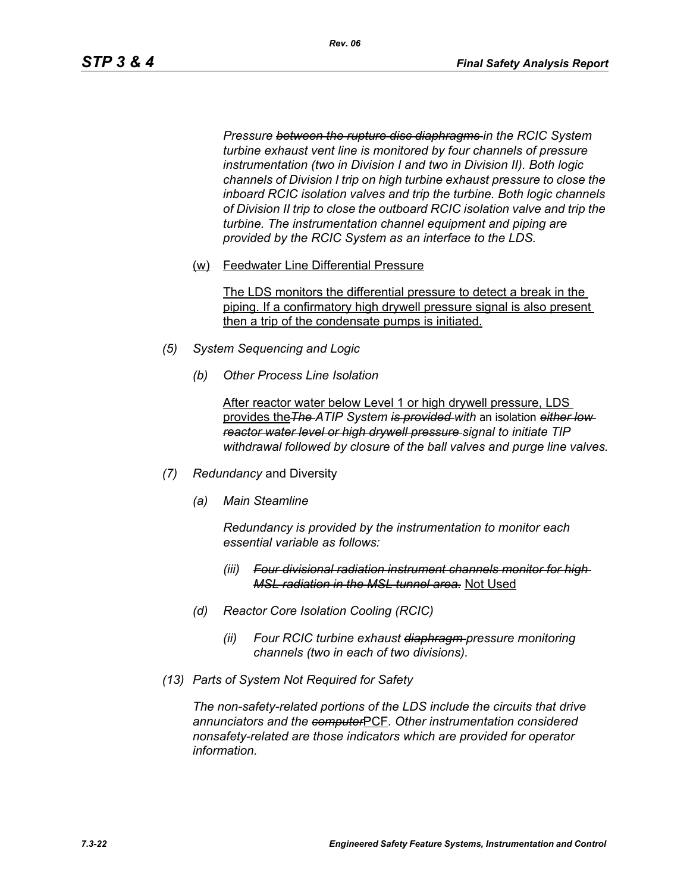*Pressure ~~between the rupture disc diaphragms~~ in the RCIC System turbine exhaust vent line is monitored by four channels of pressure instrumentation (two in Division I and two in Division II). Both logic channels of Division I trip on high turbine exhaust pressure to close the inboard RCIC isolation valves and trip the turbine. Both logic channels of Division II trip to close the outboard RCIC isolation valve and trip the turbine. The instrumentation channel equipment and piping are provided by the RCIC System as an interface to the LDS.*

(w) Feedwater Line Differential Pressure

The LDS monitors the differential pressure to detect a break in the piping. If a confirmatory high drywell pressure signal is also present then a trip of the condensate pumps is initiated.

*(5) System Sequencing and Logic*

*(b) Other Process Line Isolation*

After reactor water below Level 1 or high drywell pressure, LDS provides the*~~The~~ ATIP System ~~is provided~~ with* an isolation *~~either low reactor water level or high drywell pressure~~ signal to initiate TIP withdrawal followed by closure of the ball valves and purge line valves.*

*(7) Redundancy* and Diversity

*(a) Main Steamline*

*Redundancy is provided by the instrumentation to monitor each essential variable as follows:*

*(iii) ~~Four divisional radiation instrument channels monitor for high MSL radiation in the MSL tunnel area.~~* Not Used

*(d) Reactor Core Isolation Cooling (RCIC)*

*(ii) Four RCIC turbine exhaust ~~diaphragm~~ pressure monitoring channels (two in each of two divisions).*

*(13) Parts of System Not Required for Safety*

*The non-safety-related portions of the LDS include the circuits that drive annunciators and the ~~computer~~*PCF*. Other instrumentation considered nonsafety-related are those indicators which are provided for operator information.*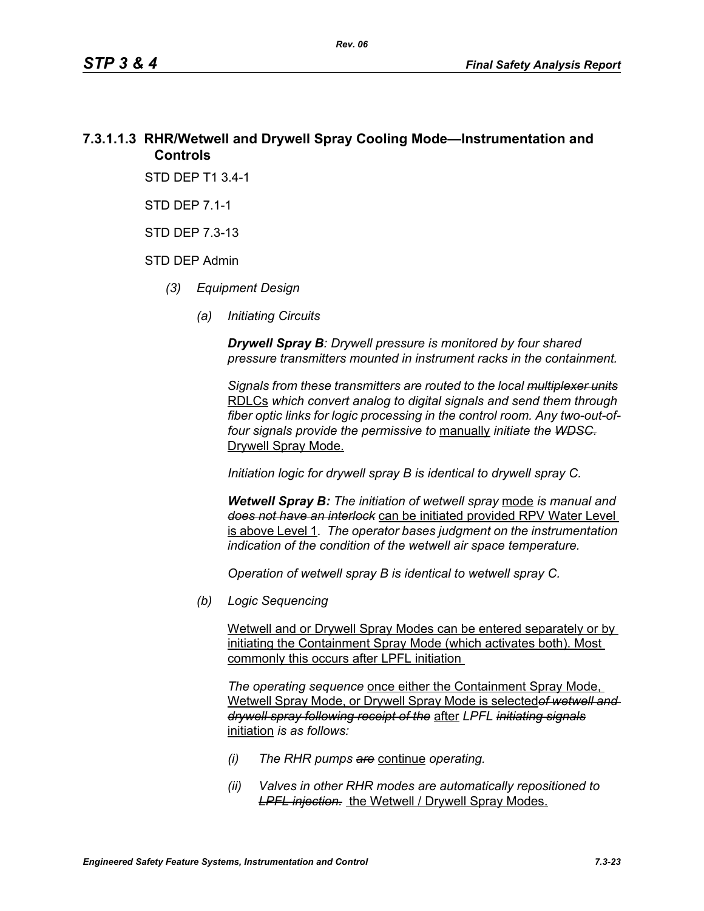### 7.3.1.1.3 RHR/Wetwell and Drywell Spray Cooling Mode—Instrumentation and Controls

STD DEP T1 3.4-1

STD DEP 7.1-1

STD DEP 7.3-13

STD DEP Admin

*(3) Equipment Design*

*(a) Initiating Circuits*

***Drywell Spray B**: Drywell pressure is monitored by four shared pressure transmitters mounted in instrument racks in the containment.*

*Signals from these transmitters are routed to the local ~~multiplexer units~~* RDLCs *which convert analog to digital signals and send them through fiber optic links for logic processing in the control room. Any two-out-of-four signals provide the permissive to* manually *initiate the ~~WDSC.~~* Drywell Spray Mode.

*Initiation logic for drywell spray B is identical to drywell spray C.*

***Wetwell Spray B:** The initiation of wetwell spray* mode *is manual and ~~does not have an interlock~~* can be initiated provided RPV Water Level is above Level 1*. The operator bases judgment on the instrumentation indication of the condition of the wetwell air space temperature.*

*Operation of wetwell spray B is identical to wetwell spray C.*

*(b) Logic Sequencing*

Wetwell and or Drywell Spray Modes can be entered separately or by initiating the Containment Spray Mode (which activates both). Most commonly this occurs after LPFL initiation

*The operating sequence* once either the Containment Spray Mode, Wetwell Spray Mode, or Drywell Spray Mode is selected*~~of wetwell and drywell spray following receipt of the~~* after *LPFL ~~initiating signals~~* initiation *is as follows:*

*(i) The RHR pumps ~~are~~* continue *operating.*

*(ii) Valves in other RHR modes are automatically repositioned to ~~LPFL injection.~~* the Wetwell / Drywell Spray Modes.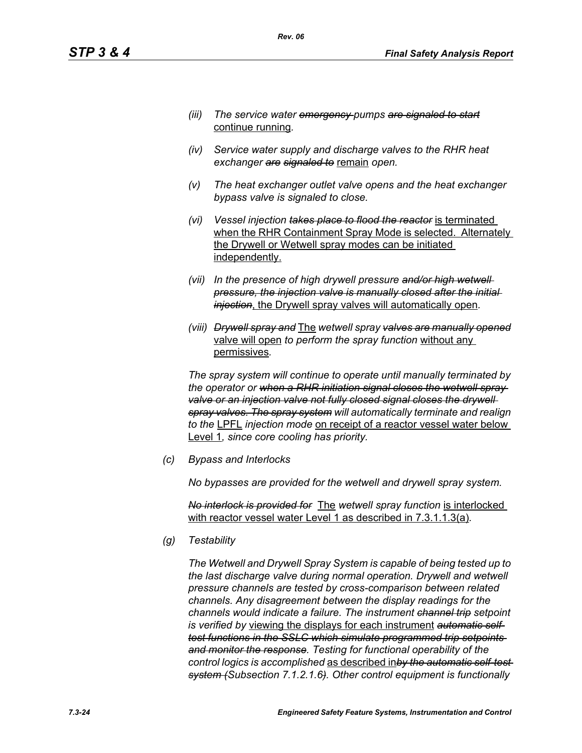*(iii)* *The service water ~~emergency~~ pumps ~~are signaled to start~~* <u>continue running</u>*.*

*(iv)* *Service water supply and discharge valves to the RHR heat exchanger ~~are signaled to~~* <u>remain</u> *open.*

*(v)* *The heat exchanger outlet valve opens and the heat exchanger bypass valve is signaled to close.*

*(vi)* *Vessel injection ~~takes place to flood the reactor~~* <u>is terminated when the RHR Containment Spray Mode is selected. Alternately the Drywell or Wetwell spray modes can be initiated independently.</u>

*(vii)* *In the presence of high drywell pressure ~~and/or high wetwell pressure, the injection valve is manually closed after the initial injection~~*<u>, the Drywell spray valves will automatically open</u>*.*

*(viii)* *~~Drywell spray and~~* <u>The</u> *wetwell spray ~~valves are manually opened~~* <u>valve will open</u> *to perform the spray function* <u>without any permissives</u>*.*

*The spray system will continue to operate until manually terminated by the operator or ~~when a RHR initiation signal closes the wetwell spray valve or an injection valve not fully closed signal closes the drywell spray valves. The spray system~~ will automatically terminate and realign to the* <u>LPFL</u> *injection mode* <u>on receipt of a reactor vessel water below Level 1</u>*, since core cooling has priority.*

*(c)* *Bypass and Interlocks*

*No bypasses are provided for the wetwell and drywell spray system.*

*~~No interlock is provided for~~* <u>The</u> *wetwell spray function* <u>is interlocked with reactor vessel water Level 1 as described in 7.3.1.1.3(a)</u>*.*

*(g)* *Testability*

*The Wetwell and Drywell Spray System is capable of being tested up to the last discharge valve during normal operation. Drywell and wetwell pressure channels are tested by cross-comparison between related channels. Any disagreement between the display readings for the channels would indicate a failure. The instrument ~~channel trip~~ setpoint is verified by* <u>viewing the displays for each instrument</u> *~~automatic self-test functions in the SSLC which simulate programmed trip setpoints and monitor the response~~. Testing for functional operability of the control logics is accomplished* <u>as described in</u>*~~by the automatic self-test system (~~Subsection 7.1.2.1.6~~)~~. Other control equipment is functionally*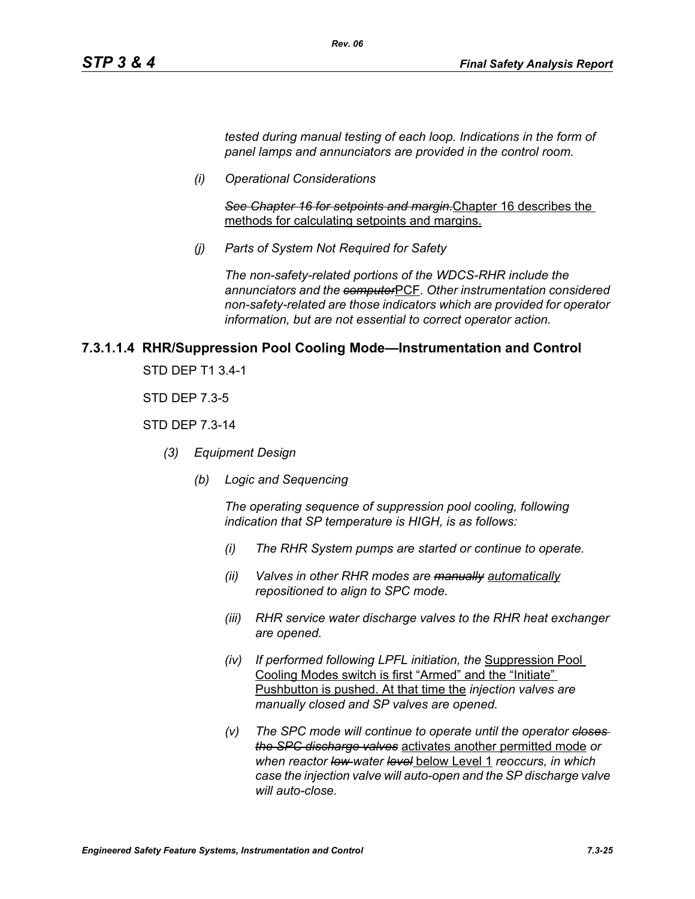*tested during manual testing of each loop. Indications in the form of panel lamps and annunciators are provided in the control room.*

*(i) Operational Considerations*

~~*See Chapter 16 for setpoints and margin.*~~<u>Chapter 16 describes the methods for calculating setpoints and margins.</u>

*(j) Parts of System Not Required for Safety*

*The non-safety-related portions of the WDCS-RHR include the annunciators and the* ~~*computer*~~<u>PCF</u>*. Other instrumentation considered non-safety-related are those indicators which are provided for operator information, but are not essential to correct operator action.*

### 7.3.1.1.4 RHR/Suppression Pool Cooling Mode—Instrumentation and Control

STD DEP T1 3.4-1

STD DEP 7.3-5

STD DEP 7.3-14

*(3) Equipment Design*

*(b) Logic and Sequencing*

*The operating sequence of suppression pool cooling, following indication that SP temperature is HIGH, is as follows:*

*(i) The RHR System pumps are started or continue to operate.*

*(ii) Valves in other RHR modes are* ~~*manually*~~ <u>*automatically*</u> *repositioned to align to SPC mode.*

*(iii) RHR service water discharge valves to the RHR heat exchanger are opened.*

*(iv) If performed following LPFL initiation, the* <u>Suppression Pool Cooling Modes switch is first "Armed" and the "Initiate" Pushbutton is pushed. At that time the</u> *injection valves are manually closed and SP valves are opened.*

*(v) The SPC mode will continue to operate until the operator* ~~*closes the SPC discharge valves*~~ <u>activates another permitted mode</u> *or when reactor* ~~*low*~~ *water* ~~*level*~~ <u>below Level 1</u> *reoccurs, in which case the injection valve will auto-open and the SP discharge valve will auto-close.*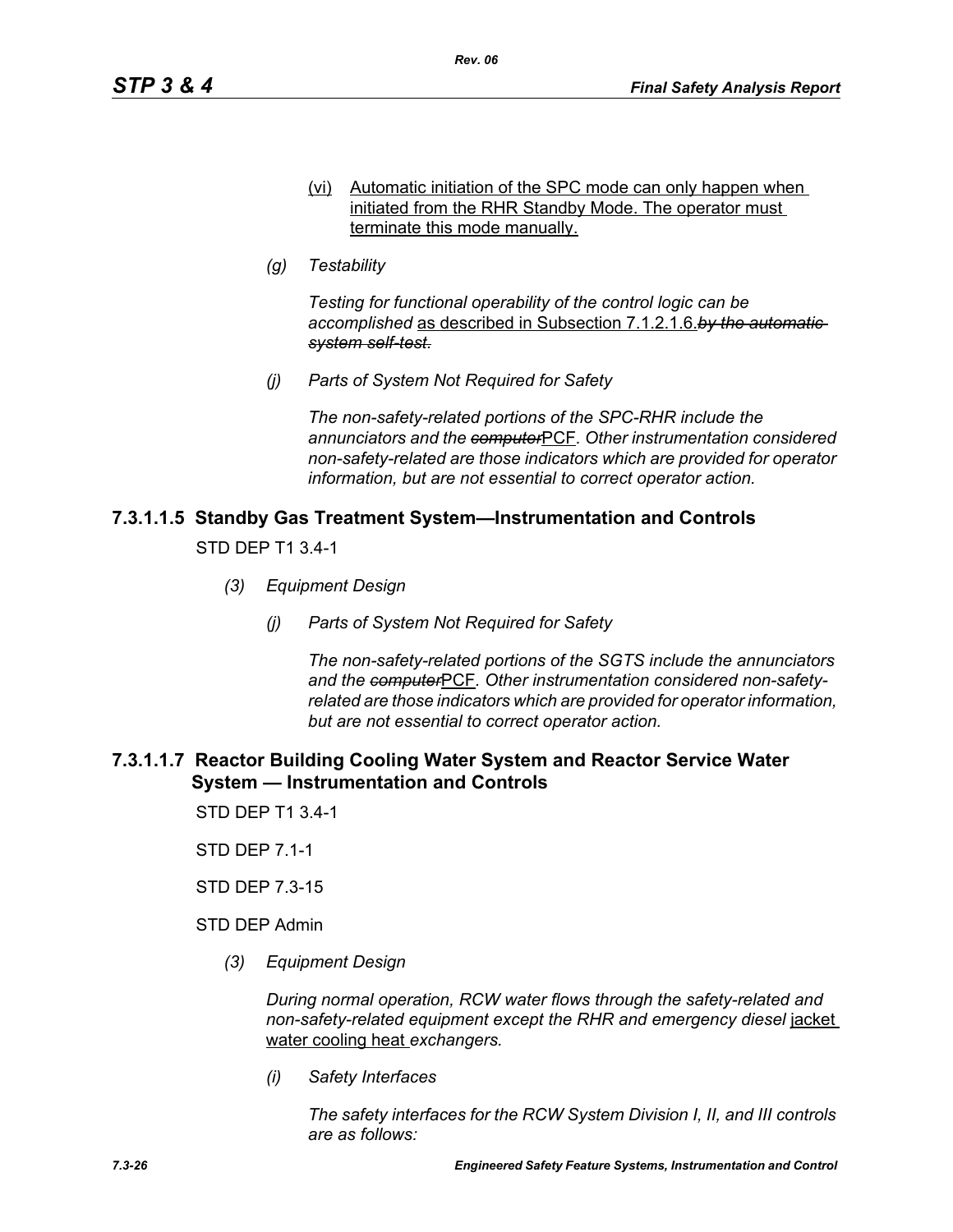(vi) Automatic initiation of the SPC mode can only happen when initiated from the RHR Standby Mode. The operator must terminate this mode manually.

*(g) Testability*

*Testing for functional operability of the control logic can be accomplished* as described in Subsection 7.1.2.1.6.~~*by the automatic system self-test.*~~

*(j) Parts of System Not Required for Safety*

*The non-safety-related portions of the SPC-RHR include the annunciators and the* ~~*computer*~~PCF*. Other instrumentation considered non-safety-related are those indicators which are provided for operator information, but are not essential to correct operator action.*

### 7.3.1.1.5 Standby Gas Treatment System—Instrumentation and Controls

STD DEP T1 3.4-1

*(3) Equipment Design*

*(j) Parts of System Not Required for Safety*

*The non-safety-related portions of the SGTS include the annunciators and the* ~~*computer*~~PCF*. Other instrumentation considered non-safety-related are those indicators which are provided for operator information, but are not essential to correct operator action.*

### 7.3.1.1.7 Reactor Building Cooling Water System and Reactor Service Water System — Instrumentation and Controls

STD DEP T1 3.4-1

STD DEP 7.1-1

STD DEP 7.3-15

STD DEP Admin

*(3) Equipment Design*

*During normal operation, RCW water flows through the safety-related and non-safety-related equipment except the RHR and emergency diesel* jacket water cooling heat *exchangers.*

*(i) Safety Interfaces*

*The safety interfaces for the RCW System Division I, II, and III controls are as follows:*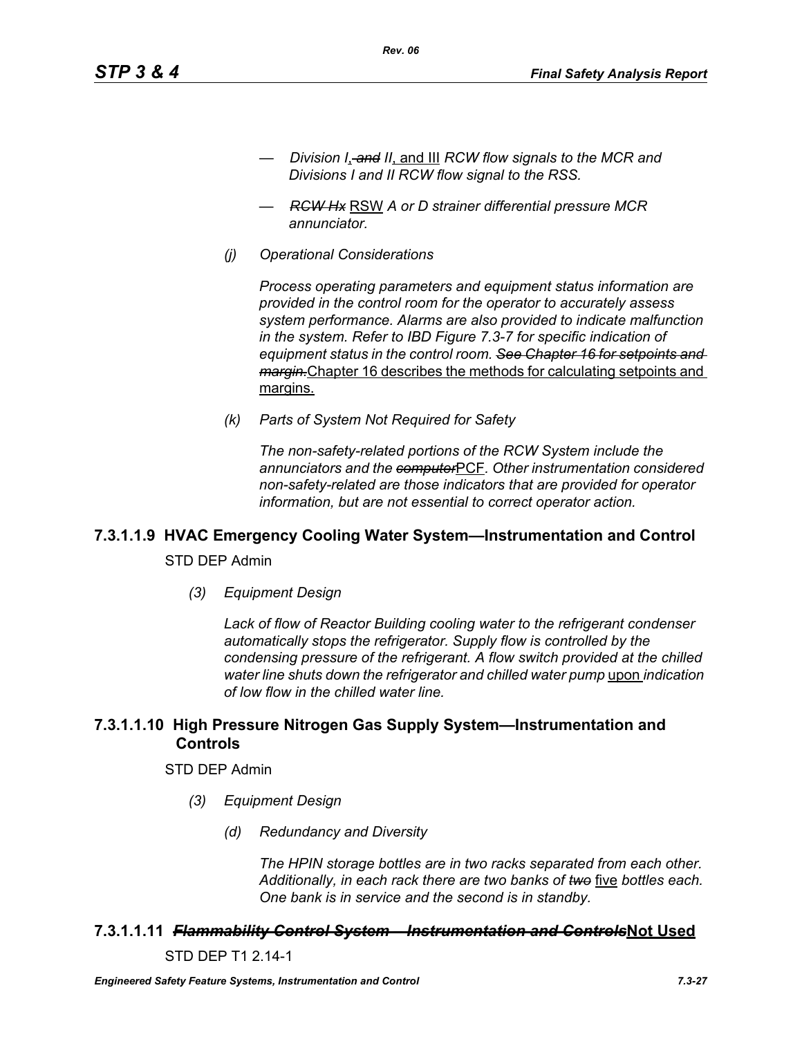- *Division I*, ~~*and*~~ *II*, and III *RCW flow signals to the MCR and Divisions I and II RCW flow signal to the RSS.*

- ~~*RCW Hx*~~ RSW *A or D strainer differential pressure MCR annunciator.*

*(j) Operational Considerations*

*Process operating parameters and equipment status information are provided in the control room for the operator to accurately assess system performance. Alarms are also provided to indicate malfunction in the system. Refer to IBD Figure 7.3-7 for specific indication of equipment status in the control room.* ~~*See Chapter 16 for setpoints and margin.*~~ Chapter 16 describes the methods for calculating setpoints and margins.

*(k) Parts of System Not Required for Safety*

*The non-safety-related portions of the RCW System include the annunciators and the* ~~*computer*~~ PCF*. Other instrumentation considered non-safety-related are those indicators that are provided for operator information, but are not essential to correct operator action.*

### 7.3.1.1.9 HVAC Emergency Cooling Water System—Instrumentation and Control

STD DEP Admin

*(3) Equipment Design*

*Lack of flow of Reactor Building cooling water to the refrigerant condenser automatically stops the refrigerator. Supply flow is controlled by the condensing pressure of the refrigerant. A flow switch provided at the chilled water line shuts down the refrigerator and chilled water pump* upon *indication of low flow in the chilled water line.*

### 7.3.1.1.10 High Pressure Nitrogen Gas Supply System—Instrumentation and Controls

STD DEP Admin

*(3) Equipment Design*

*(d) Redundancy and Diversity*

*The HPIN storage bottles are in two racks separated from each other. Additionally, in each rack there are two banks of* ~~*two*~~ five *bottles each. One bank is in service and the second is in standby.*

### 7.3.1.1.11 ~~*Flammability Control System—Instrumentation and Controls*~~ **Not Used**

STD DEP T1 2.14-1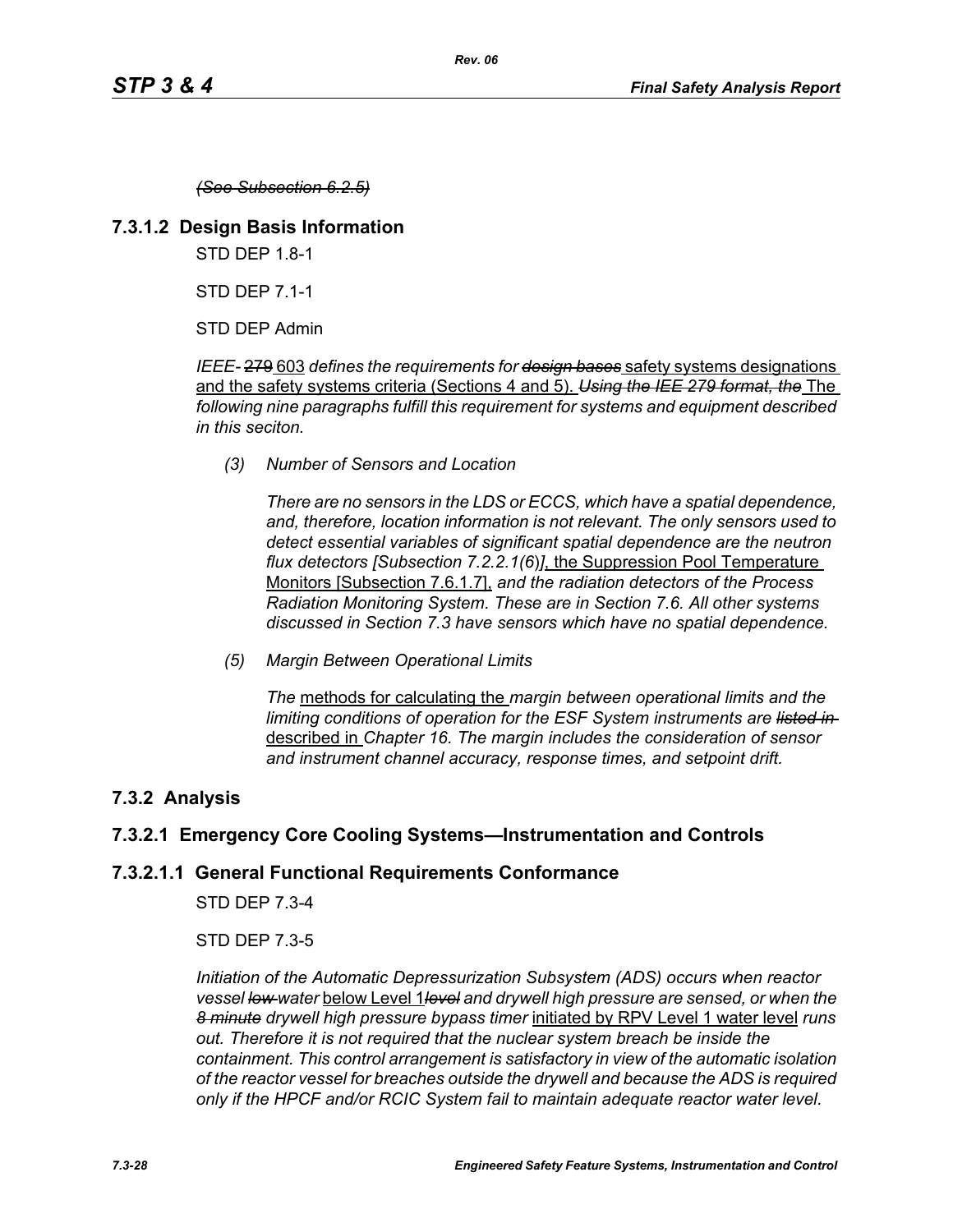*(See Subsection 6.2.5)*

### 7.3.1.2 Design Basis Information

STD DEP 1.8-1

STD DEP 7.1-1

STD DEP Admin

*IEEE-* ~~279~~ 603 *defines the requirements for* ~~*design bases*~~ safety systems designations and the safety systems criteria (Sections 4 and 5). ~~*Using the IEE 279 format, the*~~ The *following nine paragraphs fulfill this requirement for systems and equipment described in this seciton.*

*(3) Number of Sensors and Location*

*There are no sensors in the LDS or ECCS, which have a spatial dependence, and, therefore, location information is not relevant. The only sensors used to detect essential variables of significant spatial dependence are the neutron flux detectors [Subsection 7.2.2.1(6)]*, the Suppression Pool Temperature Monitors [Subsection 7.6.1.7], *and the radiation detectors of the Process Radiation Monitoring System. These are in Section 7.6. All other systems discussed in Section 7.3 have sensors which have no spatial dependence.*

*(5) Margin Between Operational Limits*

*The* methods for calculating the *margin between operational limits and the limiting conditions of operation for the ESF System instruments are* ~~*listed in*~~ described in *Chapter 16. The margin includes the consideration of sensor and instrument channel accuracy, response times, and setpoint drift.*

## 7.3.2 Analysis

### 7.3.2.1 Emergency Core Cooling Systems—Instrumentation and Controls

#### 7.3.2.1.1 General Functional Requirements Conformance

STD DEP 7.3-4

STD DEP 7.3-5

*Initiation of the Automatic Depressurization Subsystem (ADS) occurs when reactor vessel* ~~*low*~~ *water* below Level 1~~*level*~~ *and drywell high pressure are sensed, or when the* ~~*8 minute*~~ *drywell high pressure bypass timer* initiated by RPV Level 1 water level *runs out. Therefore it is not required that the nuclear system breach be inside the containment. This control arrangement is satisfactory in view of the automatic isolation of the reactor vessel for breaches outside the drywell and because the ADS is required only if the HPCF and/or RCIC System fail to maintain adequate reactor water level.*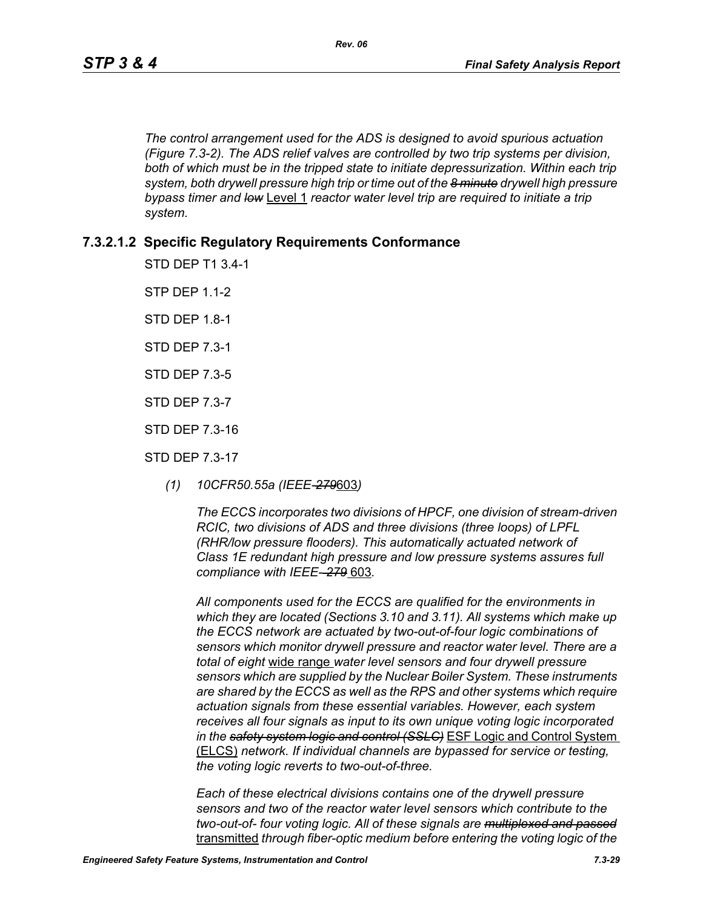*The control arrangement used for the ADS is designed to avoid spurious actuation (Figure 7.3-2). The ADS relief valves are controlled by two trip systems per division, both of which must be in the tripped state to initiate depressurization. Within each trip system, both drywell pressure high trip or time out of the ~~8 minute~~ drywell high pressure bypass timer and ~~low~~* Level 1 *reactor water level trip are required to initiate a trip system.*

### 7.3.2.1.2 Specific Regulatory Requirements Conformance

STD DEP T1 3.4-1

STP DEP 1.1-2

STD DEP 1.8-1

STD DEP 7.3-1

STD DEP 7.3-5

STD DEP 7.3-7

STD DEP 7.3-16

STD DEP 7.3-17

*(1) 10CFR50.55a (IEEE-~~279~~*603*)*

*The ECCS incorporates two divisions of HPCF, one division of stream-driven RCIC, two divisions of ADS and three divisions (three loops) of LPFL (RHR/low pressure flooders). This automatically actuated network of Class 1E redundant high pressure and low pressure systems assures full compliance with IEEE-~~279~~* 603*.*

*All components used for the ECCS are qualified for the environments in which they are located (Sections 3.10 and 3.11). All systems which make up the ECCS network are actuated by two-out-of-four logic combinations of sensors which monitor drywell pressure and reactor water level. There are a total of eight* wide range *water level sensors and four drywell pressure sensors which are supplied by the Nuclear Boiler System. These instruments are shared by the ECCS as well as the RPS and other systems which require actuation signals from these essential variables. However, each system receives all four signals as input to its own unique voting logic incorporated in the ~~safety system logic and control (SSLC)~~* ESF Logic and Control System (ELCS) *network. If individual channels are bypassed for service or testing, the voting logic reverts to two-out-of-three.*

*Each of these electrical divisions contains one of the drywell pressure sensors and two of the reactor water level sensors which contribute to the two-out-of- four voting logic. All of these signals are ~~multiplexed and passed~~* transmitted *through fiber-optic medium before entering the voting logic of the*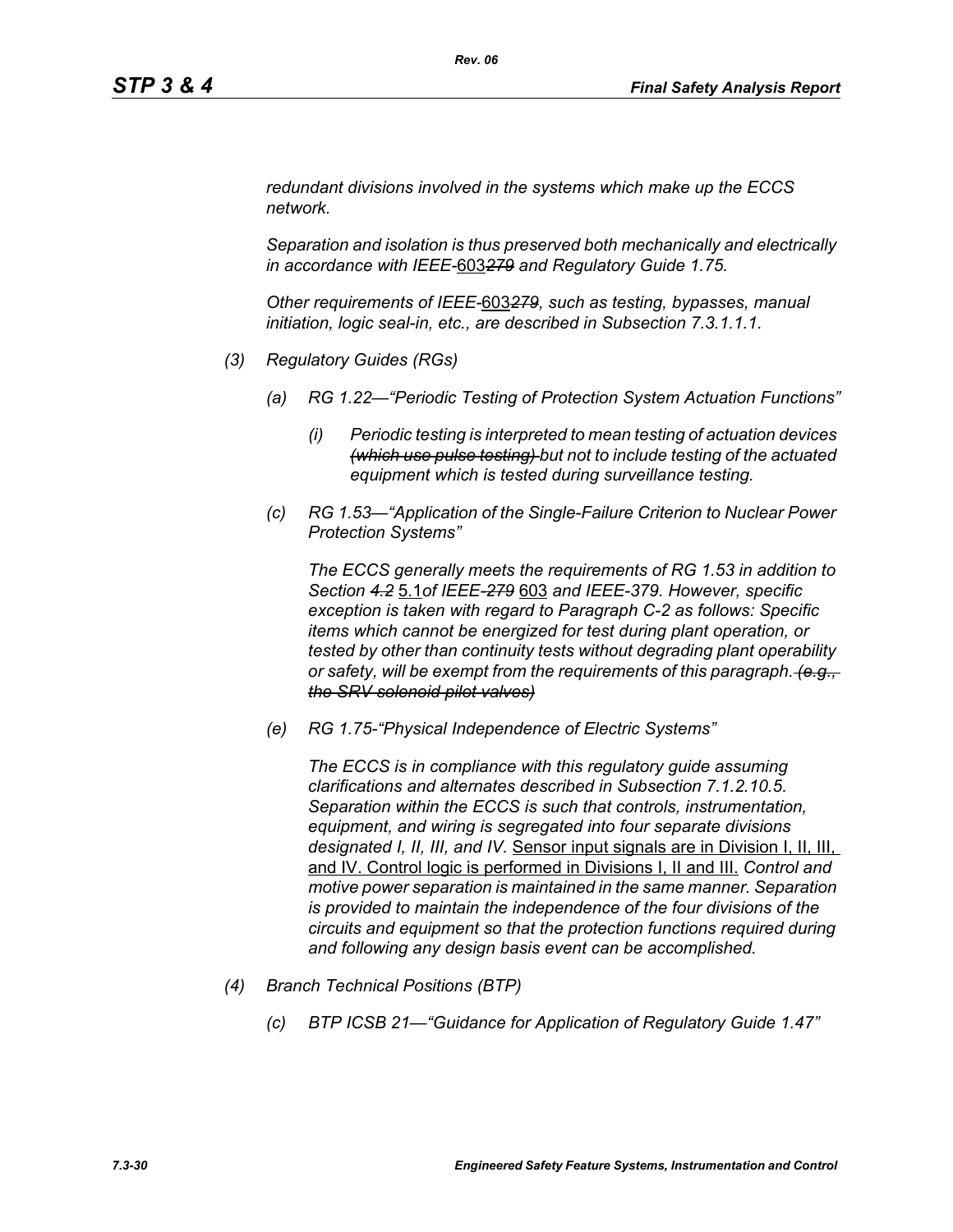*redundant divisions involved in the systems which make up the ECCS network.*

*Separation and isolation is thus preserved both mechanically and electrically in accordance with IEEE-*<u>603</u>~~*279*~~ *and Regulatory Guide 1.75.*

*Other requirements of IEEE-*<u>603</u>~~*279*~~*, such as testing, bypasses, manual initiation, logic seal-in, etc., are described in Subsection 7.3.1.1.1.*

*(3) Regulatory Guides (RGs)*

*(a) RG 1.22—"Periodic Testing of Protection System Actuation Functions"*

*(i) Periodic testing is interpreted to mean testing of actuation devices* ~~*(which use pulse testing)*~~ *but not to include testing of the actuated equipment which is tested during surveillance testing.*

*(c) RG 1.53—"Application of the Single-Failure Criterion to Nuclear Power Protection Systems"*

*The ECCS generally meets the requirements of RG 1.53 in addition to Section* ~~*4.2*~~ <u>5.1</u>*of IEEE*~~*-279*~~ <u>603</u> *and IEEE-379. However, specific exception is taken with regard to Paragraph C-2 as follows: Specific items which cannot be energized for test during plant operation, or tested by other than continuity tests without degrading plant operability or safety, will be exempt from the requirements of this paragraph.* ~~*(e.g., the SRV solenoid pilot valves)*~~

*(e) RG 1.75-"Physical Independence of Electric Systems"*

*The ECCS is in compliance with this regulatory guide assuming clarifications and alternates described in Subsection 7.1.2.10.5. Separation within the ECCS is such that controls, instrumentation, equipment, and wiring is segregated into four separate divisions designated I, II, III, and IV.* <u>Sensor input signals are in Division I, II, III, and IV. Control logic is performed in Divisions I, II and III.</u> *Control and motive power separation is maintained in the same manner. Separation is provided to maintain the independence of the four divisions of the circuits and equipment so that the protection functions required during and following any design basis event can be accomplished.*

*(4) Branch Technical Positions (BTP)*

*(c) BTP ICSB 21—"Guidance for Application of Regulatory Guide 1.47"*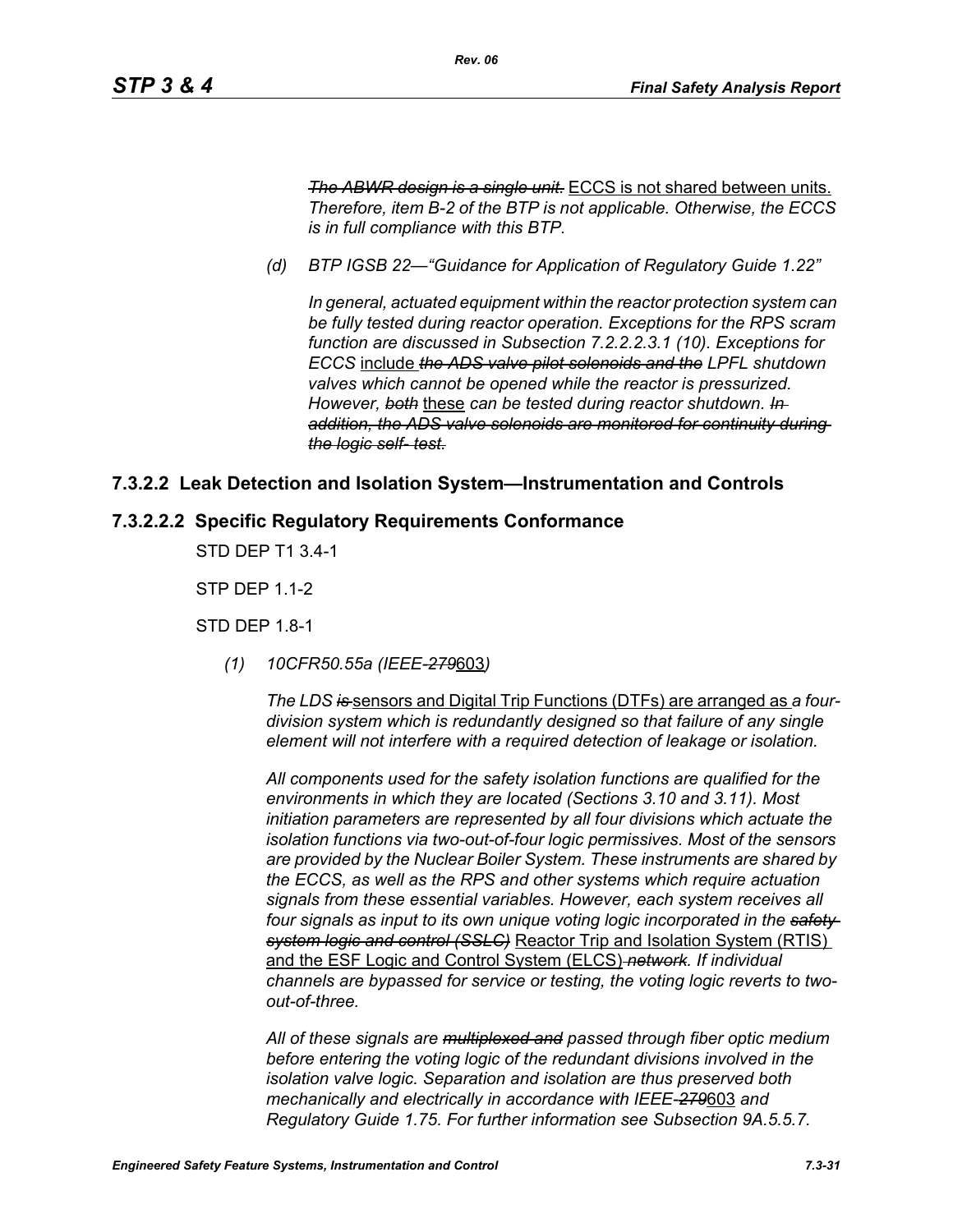*~~The ABWR design is a single unit.~~* ECCS is not shared between units. *Therefore, item B-2 of the BTP is not applicable. Otherwise, the ECCS is in full compliance with this BTP.*

*(d) BTP IGSB 22—"Guidance for Application of Regulatory Guide 1.22"*

*In general, actuated equipment within the reactor protection system can be fully tested during reactor operation. Exceptions for the RPS scram function are discussed in Subsection 7.2.2.2.3.1 (10). Exceptions for ECCS* include *~~the ADS valve pilot solenoids and the~~ LPFL shutdown valves which cannot be opened while the reactor is pressurized. However, ~~both~~* these *can be tested during reactor shutdown. ~~In addition, the ADS valve solenoids are monitored for continuity during the logic self- test.~~*

### 7.3.2.2 Leak Detection and Isolation System—Instrumentation and Controls

### 7.3.2.2.2 Specific Regulatory Requirements Conformance

STD DEP T1 3.4-1

STP DEP 1.1-2

STD DEP 1.8-1

*(1) 10CFR50.55a (IEEE-~~279~~*603*)*

*The LDS ~~is~~* sensors and Digital Trip Functions (DTFs) are arranged as *a four-division system which is redundantly designed so that failure of any single element will not interfere with a required detection of leakage or isolation.*

*All components used for the safety isolation functions are qualified for the environments in which they are located (Sections 3.10 and 3.11). Most initiation parameters are represented by all four divisions which actuate the isolation functions via two-out-of-four logic permissives. Most of the sensors are provided by the Nuclear Boiler System. These instruments are shared by the ECCS, as well as the RPS and other systems which require actuation signals from these essential variables. However, each system receives all four signals as input to its own unique voting logic incorporated in the ~~safety system logic and control (SSLC)~~* Reactor Trip and Isolation System (RTIS) and the ESF Logic and Control System (ELCS) *~~network~~. If individual channels are bypassed for service or testing, the voting logic reverts to two-out-of-three.*

*All of these signals are ~~multiplexed and~~ passed through fiber optic medium before entering the voting logic of the redundant divisions involved in the isolation valve logic. Separation and isolation are thus preserved both mechanically and electrically in accordance with IEEE-~~279~~*603 *and Regulatory Guide 1.75. For further information see Subsection 9A.5.5.7.*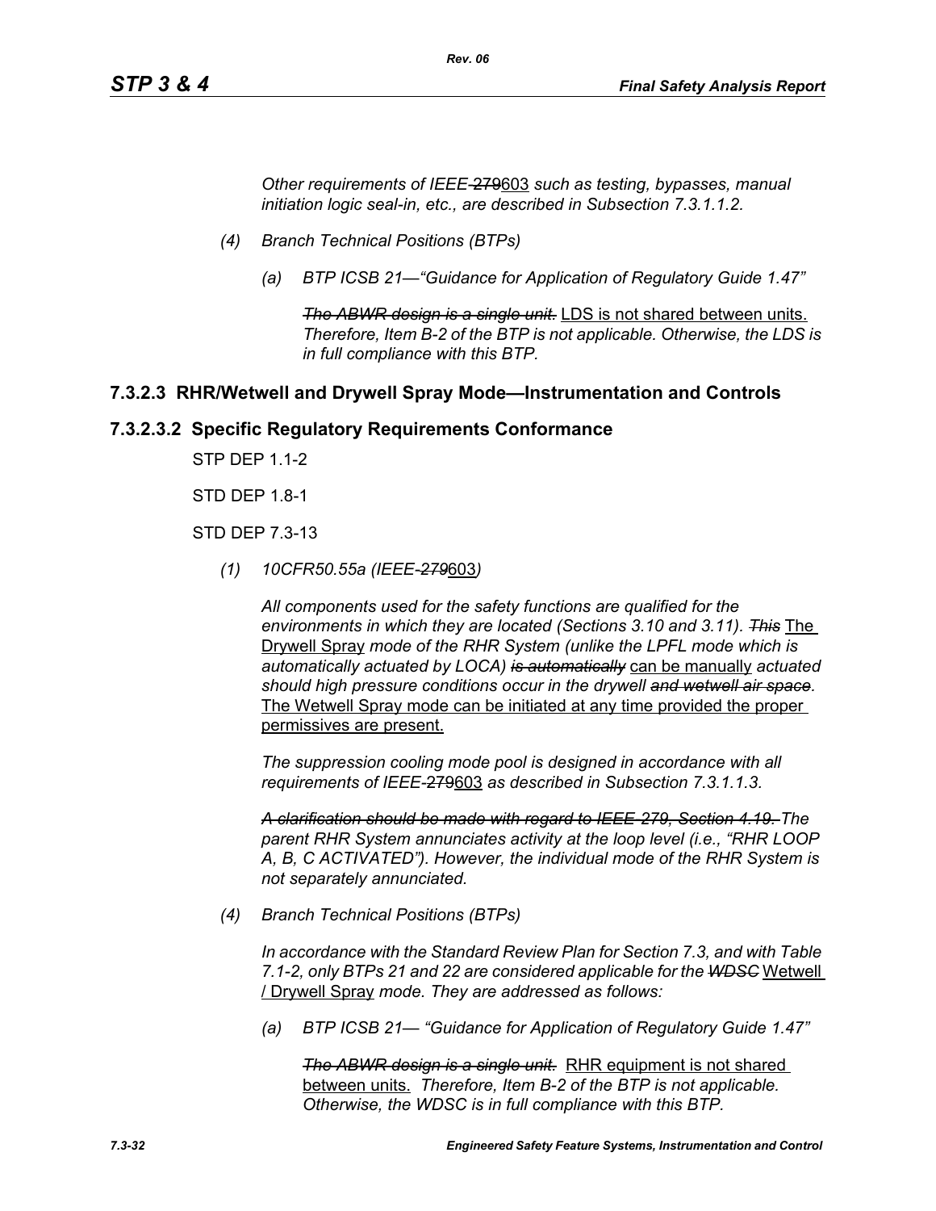*Other requirements of IEEE-~~279~~603 such as testing, bypasses, manual initiation logic seal-in, etc., are described in Subsection 7.3.1.1.2.*

*(4) Branch Technical Positions (BTPs)*

*(a) BTP ICSB 21—"Guidance for Application of Regulatory Guide 1.47"*

~~*The ABWR design is a single unit.*~~ LDS is not shared between units. *Therefore, Item B-2 of the BTP is not applicable. Otherwise, the LDS is in full compliance with this BTP.*

### 7.3.2.3 RHR/Wetwell and Drywell Spray Mode—Instrumentation and Controls

### 7.3.2.3.2 Specific Regulatory Requirements Conformance

STP DEP 1.1-2

STD DEP 1.8-1

STD DEP 7.3-13

*(1) 10CFR50.55a (IEEE-~~279~~603)*

*All components used for the safety functions are qualified for the environments in which they are located (Sections 3.10 and 3.11). ~~This~~* The Drywell Spray *mode of the RHR System (unlike the LPFL mode which is automatically actuated by LOCA) ~~is automatically~~* can be manually *actuated should high pressure conditions occur in the drywell ~~and wetwell air space~~.* The Wetwell Spray mode can be initiated at any time provided the proper permissives are present.

*The suppression cooling mode pool is designed in accordance with all requirements of IEEE-~~279~~603 as described in Subsection 7.3.1.1.3.*

~~*A clarification should be made with regard to IEEE-279, Section 4.19.*~~ *The parent RHR System annunciates activity at the loop level (i.e., "RHR LOOP A, B, C ACTIVATED"). However, the individual mode of the RHR System is not separately annunciated.*

*(4) Branch Technical Positions (BTPs)*

*In accordance with the Standard Review Plan for Section 7.3, and with Table 7.1-2, only BTPs 21 and 22 are considered applicable for the ~~WDSC~~* Wetwell / Drywell Spray *mode. They are addressed as follows:*

*(a) BTP ICSB 21— "Guidance for Application of Regulatory Guide 1.47"*

~~*The ABWR design is a single unit.*~~ RHR equipment is not shared between units. *Therefore, Item B-2 of the BTP is not applicable. Otherwise, the WDSC is in full compliance with this BTP.*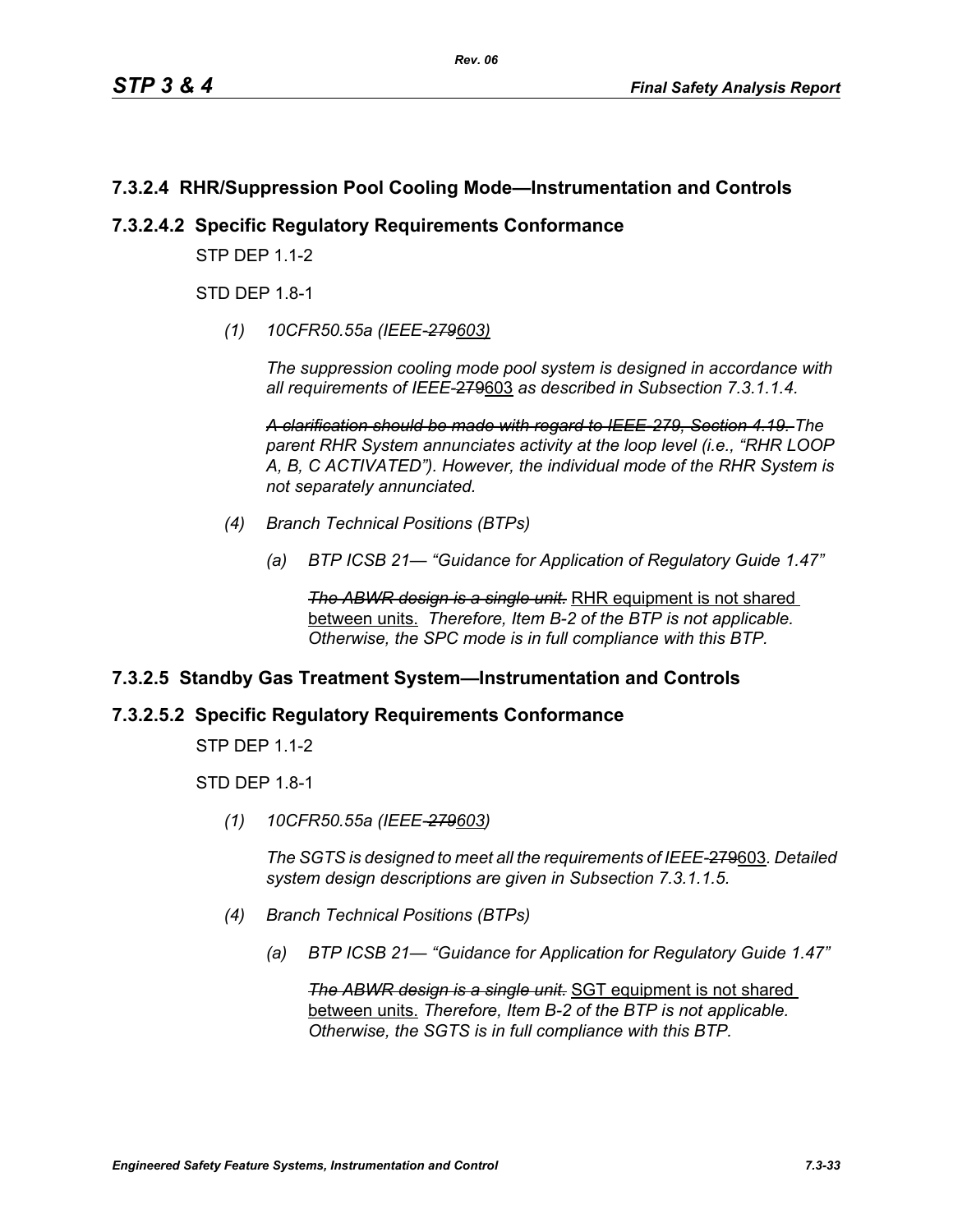### 7.3.2.4 RHR/Suppression Pool Cooling Mode—Instrumentation and Controls

### 7.3.2.4.2 Specific Regulatory Requirements Conformance

STP DEP 1.1-2

STD DEP 1.8-1

*(1) 10CFR50.55a (IEEE-~~279~~603)*

*The suppression cooling mode pool system is designed in accordance with all requirements of IEEE-~~279~~603 as described in Subsection 7.3.1.1.4.*

*~~A clarification should be made with regard to IEEE-279, Section 4.19.~~ The parent RHR System annunciates activity at the loop level (i.e., "RHR LOOP A, B, C ACTIVATED"). However, the individual mode of the RHR System is not separately annunciated.*

*(4) Branch Technical Positions (BTPs)*

*(a) BTP ICSB 21— "Guidance for Application of Regulatory Guide 1.47"*

*~~The ABWR design is a single unit.~~* RHR equipment is not shared between units. *Therefore, Item B-2 of the BTP is not applicable. Otherwise, the SPC mode is in full compliance with this BTP.*

### 7.3.2.5 Standby Gas Treatment System—Instrumentation and Controls

### 7.3.2.5.2 Specific Regulatory Requirements Conformance

STP DEP 1.1-2

STD DEP 1.8-1

*(1) 10CFR50.55a (IEEE-~~279~~603)*

*The SGTS is designed to meet all the requirements of IEEE-~~279~~603. Detailed system design descriptions are given in Subsection 7.3.1.1.5.*

*(4) Branch Technical Positions (BTPs)*

*(a) BTP ICSB 21— "Guidance for Application for Regulatory Guide 1.47"*

*~~The ABWR design is a single unit.~~* SGT equipment is not shared between units. *Therefore, Item B-2 of the BTP is not applicable. Otherwise, the SGTS is in full compliance with this BTP.*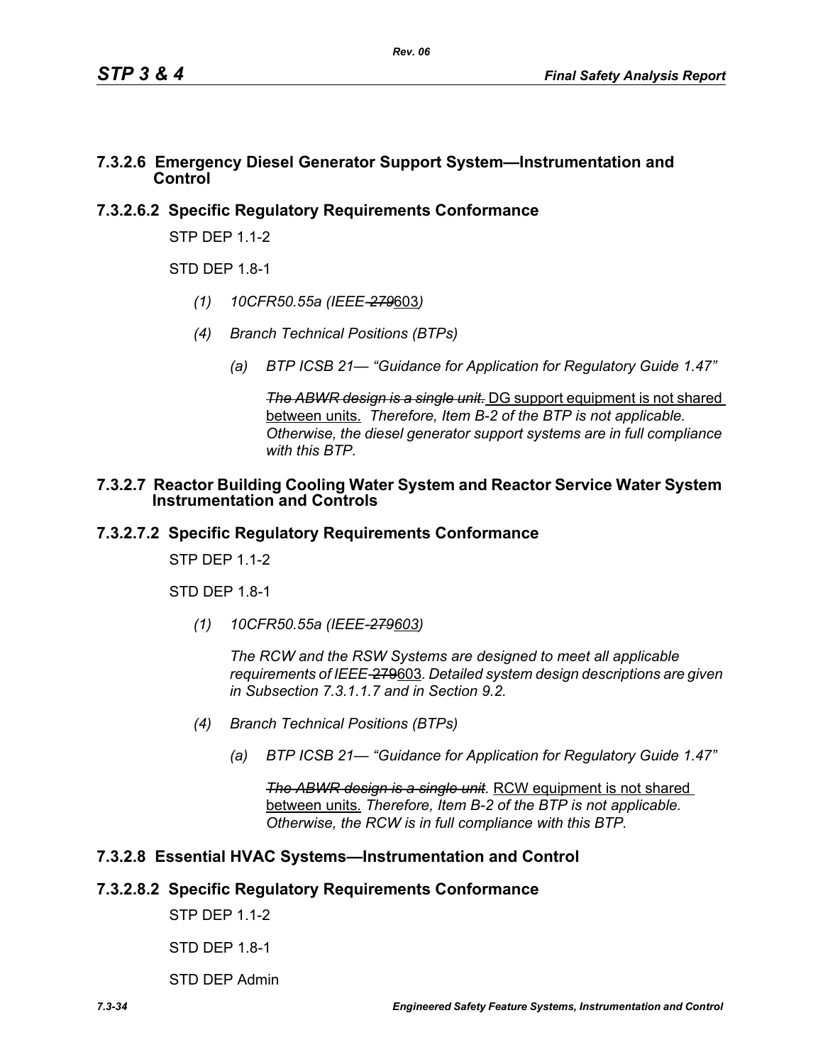### 7.3.2.6 Emergency Diesel Generator Support System—Instrumentation and Control

### 7.3.2.6.2 Specific Regulatory Requirements Conformance

STP DEP 1.1-2

STD DEP 1.8-1

*(1) 10CFR50.55a (IEEE-~~279~~603)*

*(4) Branch Technical Positions (BTPs)*

*(a) BTP ICSB 21— "Guidance for Application for Regulatory Guide 1.47"*

~~*The ABWR design is a single unit.*~~ DG support equipment is not shared between units. *Therefore, Item B-2 of the BTP is not applicable. Otherwise, the diesel generator support systems are in full compliance with this BTP.*

### 7.3.2.7 Reactor Building Cooling Water System and Reactor Service Water System Instrumentation and Controls

### 7.3.2.7.2 Specific Regulatory Requirements Conformance

STP DEP 1.1-2

STD DEP 1.8-1

*(1) 10CFR50.55a (IEEE-~~279~~603)*

*The RCW and the RSW Systems are designed to meet all applicable requirements of IEEE-~~279~~603. Detailed system design descriptions are given in Subsection 7.3.1.1.7 and in Section 9.2.*

*(4) Branch Technical Positions (BTPs)*

*(a) BTP ICSB 21— "Guidance for Application for Regulatory Guide 1.47"*

~~*The ABWR design is a single unit.*~~ RCW equipment is not shared between units. *Therefore, Item B-2 of the BTP is not applicable. Otherwise, the RCW is in full compliance with this BTP.*

### 7.3.2.8 Essential HVAC Systems—Instrumentation and Control

### 7.3.2.8.2 Specific Regulatory Requirements Conformance

STP DEP 1.1-2

STD DEP 1.8-1

STD DEP Admin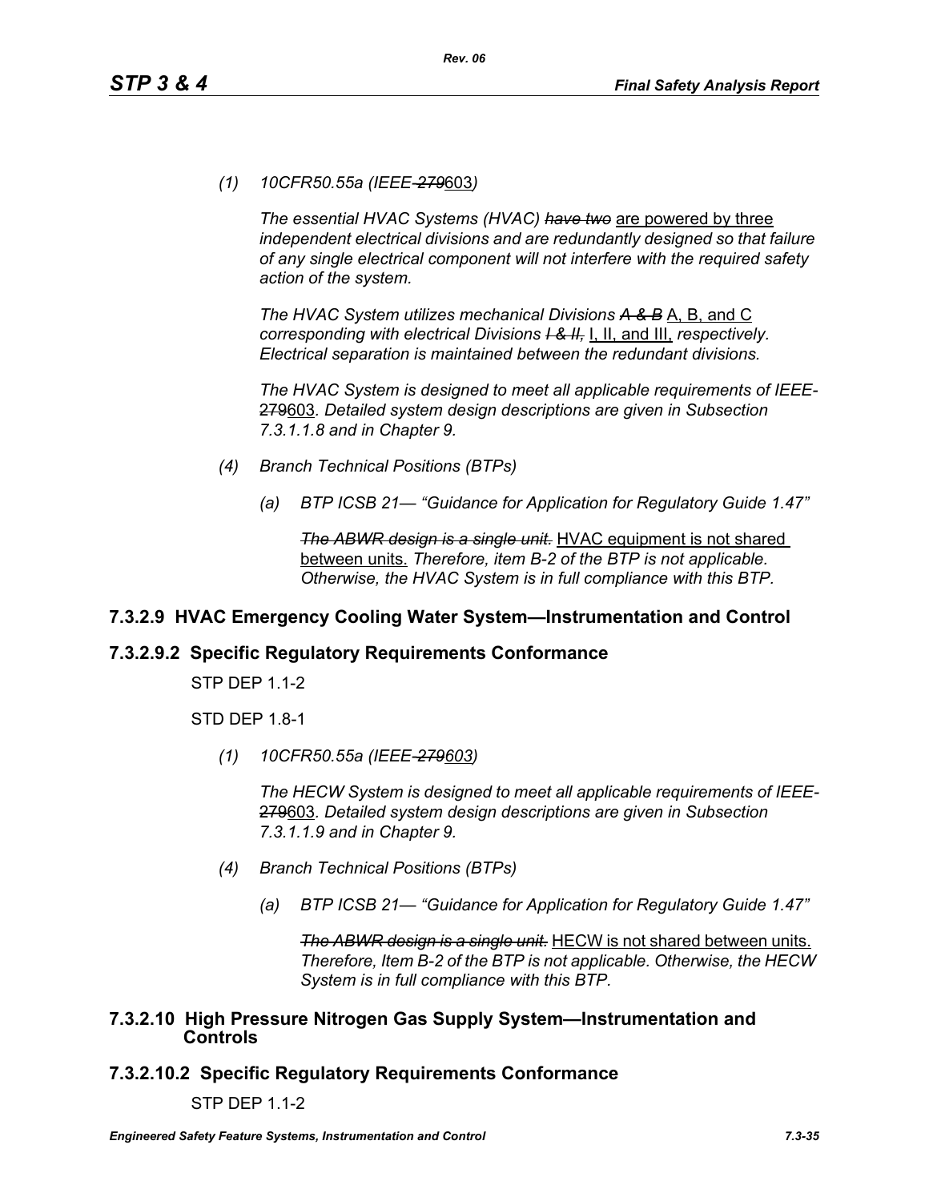*(1) 10CFR50.55a (IEEE-~~279~~603)*

*The essential HVAC Systems (HVAC) ~~have two~~* <u>are powered by three</u> *independent electrical divisions and are redundantly designed so that failure of any single electrical component will not interfere with the required safety action of the system.*

*The HVAC System utilizes mechanical Divisions ~~A & B~~* <u>A, B, and C</u> *corresponding with electrical Divisions ~~I & II,~~* <u>I, II, and III,</u> *respectively. Electrical separation is maintained between the redundant divisions.*

*The HVAC System is designed to meet all applicable requirements of IEEE-~~279~~*<u>603</u>*. Detailed system design descriptions are given in Subsection 7.3.1.1.8 and in Chapter 9.*

*(4) Branch Technical Positions (BTPs)*

*(a) BTP ICSB 21— "Guidance for Application for Regulatory Guide 1.47"*

*~~The ABWR design is a single unit.~~* <u>HVAC equipment is not shared between units.</u> *Therefore, item B-2 of the BTP is not applicable. Otherwise, the HVAC System is in full compliance with this BTP.*

## 7.3.2.9 HVAC Emergency Cooling Water System—Instrumentation and Control

## 7.3.2.9.2 Specific Regulatory Requirements Conformance

STP DEP 1.1-2

STD DEP 1.8-1

*(1) 10CFR50.55a (IEEE-~~279~~*<u>*603*</u>*)*

*The HECW System is designed to meet all applicable requirements of IEEE-~~279~~*<u>603</u>*. Detailed system design descriptions are given in Subsection 7.3.1.1.9 and in Chapter 9.*

*(4) Branch Technical Positions (BTPs)*

*(a) BTP ICSB 21— "Guidance for Application for Regulatory Guide 1.47"*

*~~The ABWR design is a single unit.~~* <u>HECW is not shared between units.</u> *Therefore, Item B-2 of the BTP is not applicable. Otherwise, the HECW System is in full compliance with this BTP.*

## 7.3.2.10 High Pressure Nitrogen Gas Supply System—Instrumentation and Controls

## 7.3.2.10.2 Specific Regulatory Requirements Conformance

STP DEP 1.1-2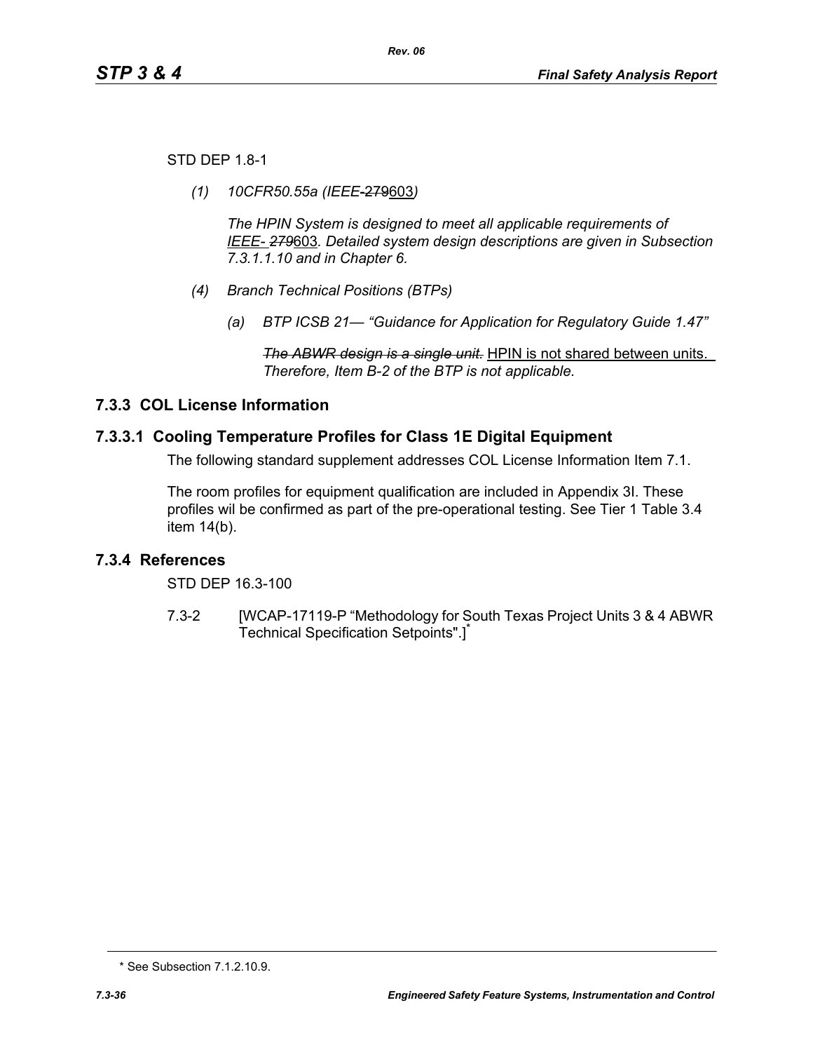STD DEP 1.8-1

*(1) 10CFR50.55a (IEEE-~~279~~603)*

*The HPIN System is designed to meet all applicable requirements of IEEE- ~~279~~603. Detailed system design descriptions are given in Subsection 7.3.1.1.10 and in Chapter 6.*

*(4) Branch Technical Positions (BTPs)*

*(a) BTP ICSB 21— "Guidance for Application for Regulatory Guide 1.47"*

*~~The ABWR design is a single unit.~~* HPIN is not shared between units. *Therefore, Item B-2 of the BTP is not applicable.*

## 7.3.3 COL License Information

### 7.3.3.1 Cooling Temperature Profiles for Class 1E Digital Equipment

The following standard supplement addresses COL License Information Item 7.1.

The room profiles for equipment qualification are included in Appendix 3I. These profiles wil be confirmed as part of the pre-operational testing. See Tier 1 Table 3.4 item 14(b).

## 7.3.4 References

STD DEP 16.3-100

7.3-2 [WCAP-17119-P "Methodology for South Texas Project Units 3 & 4 ABWR Technical Specification Setpoints".]*

---

* See Subsection 7.1.2.10.9.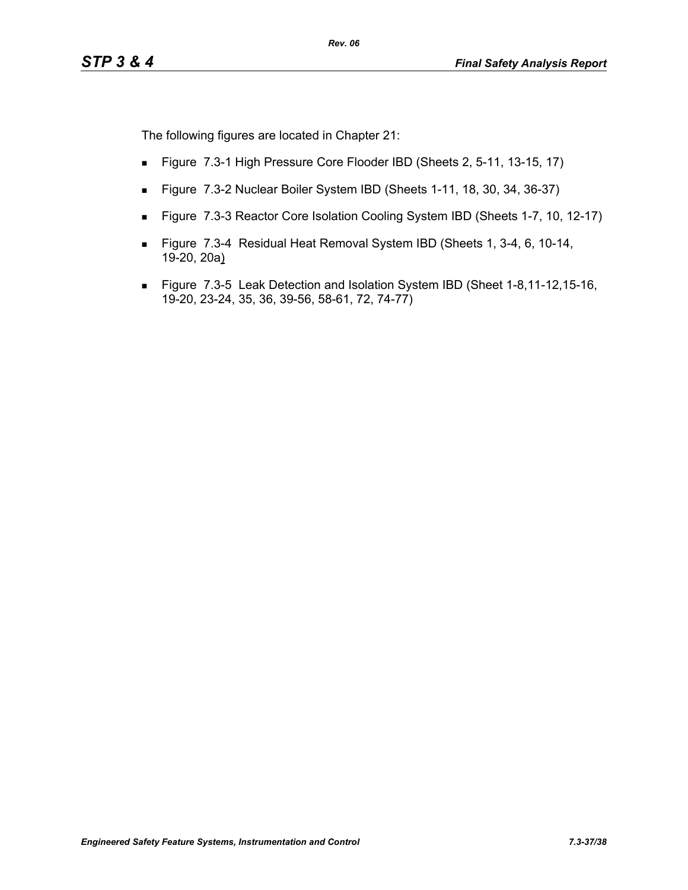The following figures are located in Chapter 21:

- Figure 7.3-1 High Pressure Core Flooder IBD (Sheets 2, 5-11, 13-15, 17)
- Figure 7.3-2 Nuclear Boiler System IBD (Sheets 1-11, 18, 30, 34, 36-37)
- Figure 7.3-3 Reactor Core Isolation Cooling System IBD (Sheets 1-7, 10, 12-17)
- Figure 7.3-4 Residual Heat Removal System IBD (Sheets 1, 3-4, 6, 10-14, 19-20, 20a)
- Figure 7.3-5 Leak Detection and Isolation System IBD (Sheet 1-8,11-12,15-16, 19-20, 23-24, 35, 36, 39-56, 58-61, 72, 74-77)